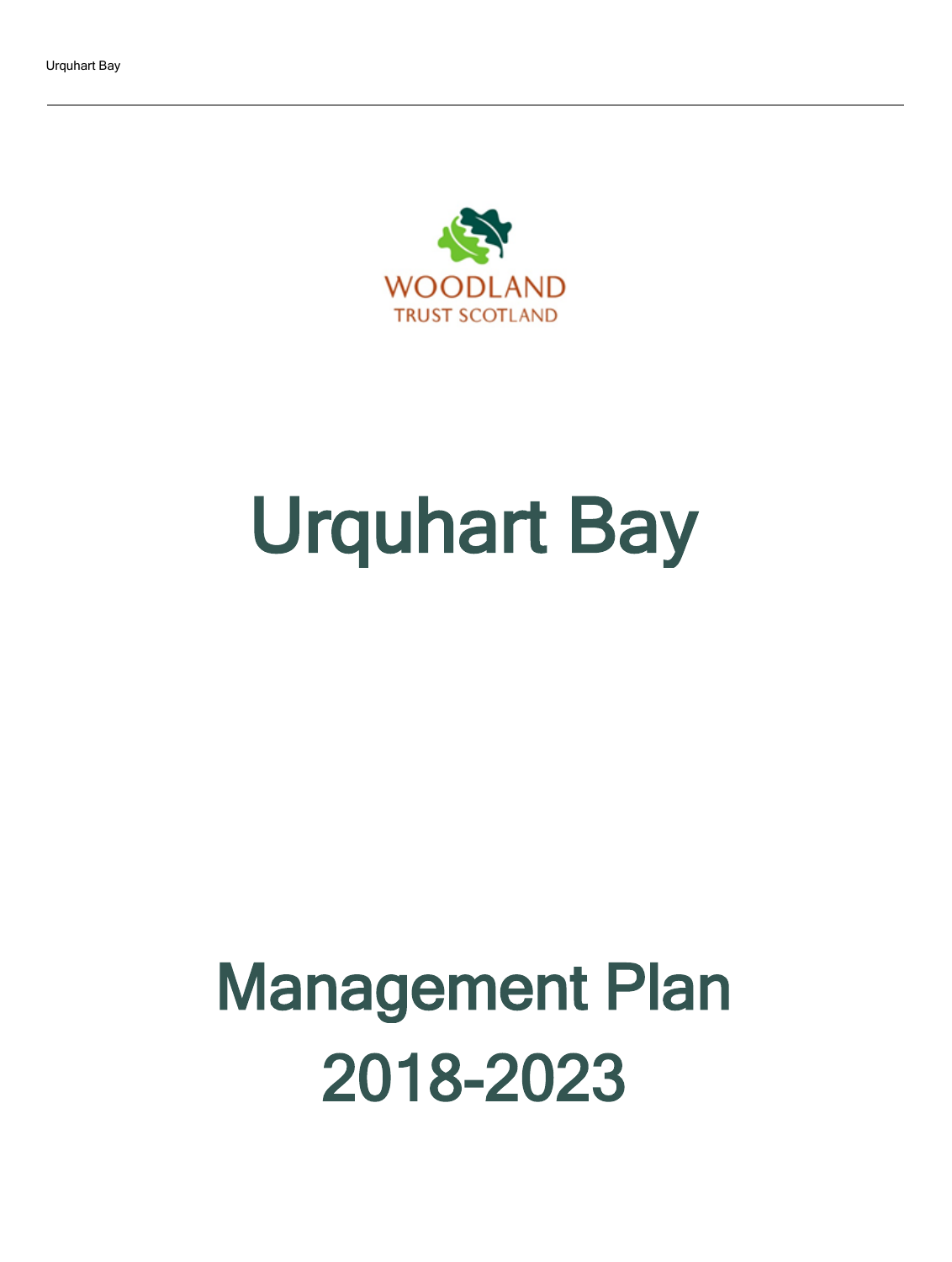WOODLAND TRUST SCOTLAND

# Urquhart Bay

# Management Plan 2018-2023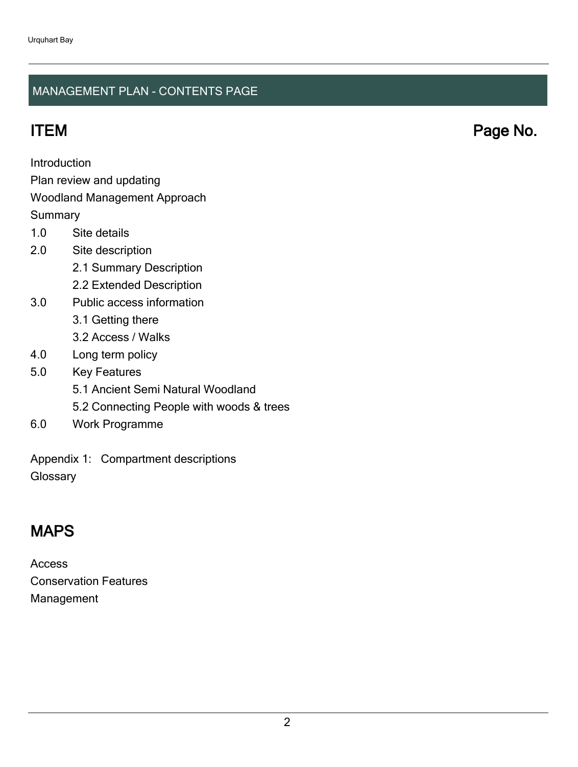## MANAGEMENT PLAN - CONTENTS PAGE

| ITEM | Page No. |
|---|---|
| Introduction | |
| Plan review and updating | |
| Woodland Management Approach | |
| Summary | |
| 1.0 Site details | |
| 2.0 Site description | |
| 2.1 Summary Description | |
| 2.2 Extended Description | |
| 3.0 Public access information | |
| 3.1 Getting there | |
| 3.2 Access / Walks | |
| 4.0 Long term policy | |
| 5.0 Key Features | |
| 5.1 Ancient Semi Natural Woodland | |
| 5.2 Connecting People with woods & trees | |
| 6.0 Work Programme | |
| Appendix 1: Compartment descriptions | |
| Glossary | |

## MAPS

Access

Conservation Features

Management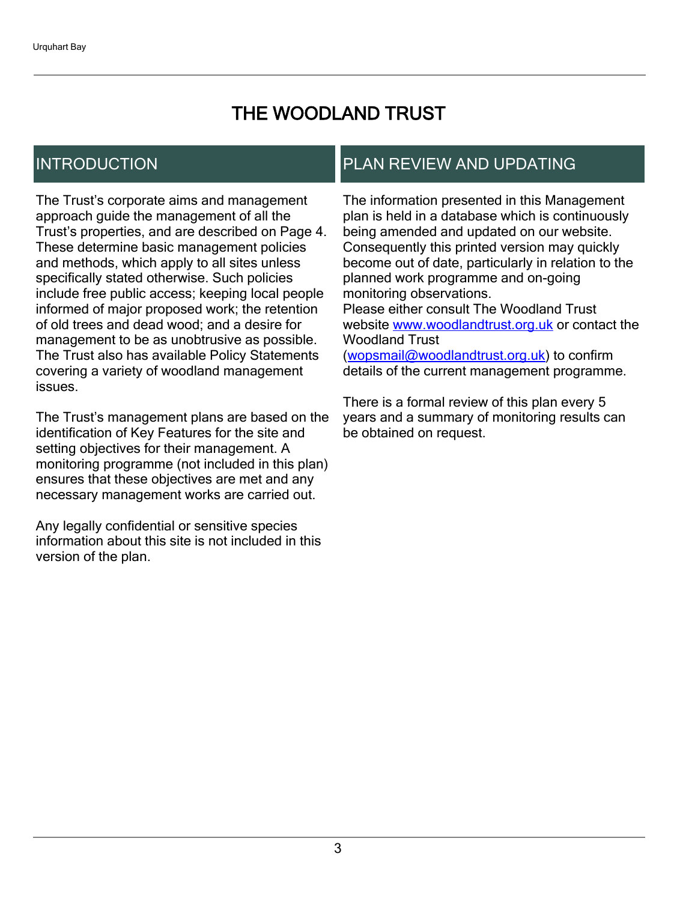# THE WOODLAND TRUST

## INTRODUCTION

The Trust's corporate aims and management approach guide the management of all the Trust's properties, and are described on Page 4. These determine basic management policies and methods, which apply to all sites unless specifically stated otherwise. Such policies include free public access; keeping local people informed of major proposed work; the retention of old trees and dead wood; and a desire for management to be as unobtrusive as possible. The Trust also has available Policy Statements covering a variety of woodland management issues.

The Trust's management plans are based on the identification of Key Features for the site and setting objectives for their management. A monitoring programme (not included in this plan) ensures that these objectives are met and any necessary management works are carried out.

Any legally confidential or sensitive species information about this site is not included in this version of the plan.

## PLAN REVIEW AND UPDATING

The information presented in this Management plan is held in a database which is continuously being amended and updated on our website. Consequently this printed version may quickly become out of date, particularly in relation to the planned work programme and on-going monitoring observations.
Please either consult The Woodland Trust website [www.woodlandtrust.org.uk](http://www.woodlandtrust.org.uk) or contact the Woodland Trust ([wopsmail@woodlandtrust.org.uk](mailto:wopsmail@woodlandtrust.org.uk)) to confirm details of the current management programme.

There is a formal review of this plan every 5 years and a summary of monitoring results can be obtained on request.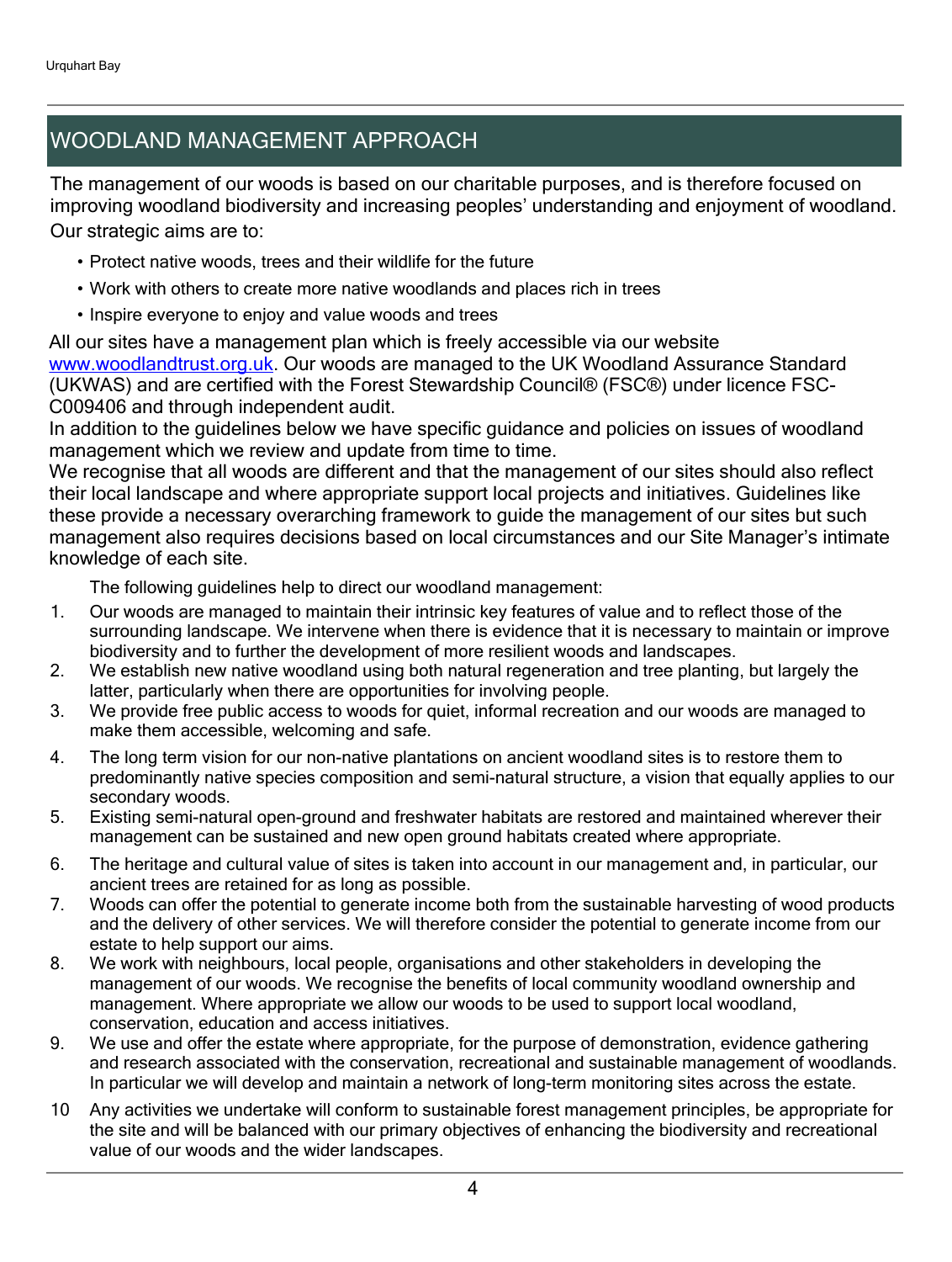## WOODLAND MANAGEMENT APPROACH

The management of our woods is based on our charitable purposes, and is therefore focused on improving woodland biodiversity and increasing peoples' understanding and enjoyment of woodland. Our strategic aims are to:

- Protect native woods, trees and their wildlife for the future
- Work with others to create more native woodlands and places rich in trees
- Inspire everyone to enjoy and value woods and trees

All our sites have a management plan which is freely accessible via our website www.woodlandtrust.org.uk. Our woods are managed to the UK Woodland Assurance Standard (UKWAS) and are certified with the Forest Stewardship Council® (FSC®) under licence FSC-C009406 and through independent audit.

In addition to the guidelines below we have specific guidance and policies on issues of woodland management which we review and update from time to time.

We recognise that all woods are different and that the management of our sites should also reflect their local landscape and where appropriate support local projects and initiatives. Guidelines like these provide a necessary overarching framework to guide the management of our sites but such management also requires decisions based on local circumstances and our Site Manager's intimate knowledge of each site.

The following guidelines help to direct our woodland management:

1. Our woods are managed to maintain their intrinsic key features of value and to reflect those of the surrounding landscape. We intervene when there is evidence that it is necessary to maintain or improve biodiversity and to further the development of more resilient woods and landscapes.
2. We establish new native woodland using both natural regeneration and tree planting, but largely the latter, particularly when there are opportunities for involving people.
3. We provide free public access to woods for quiet, informal recreation and our woods are managed to make them accessible, welcoming and safe.
4. The long term vision for our non-native plantations on ancient woodland sites is to restore them to predominantly native species composition and semi-natural structure, a vision that equally applies to our secondary woods.
5. Existing semi-natural open-ground and freshwater habitats are restored and maintained wherever their management can be sustained and new open ground habitats created where appropriate.
6. The heritage and cultural value of sites is taken into account in our management and, in particular, our ancient trees are retained for as long as possible.
7. Woods can offer the potential to generate income both from the sustainable harvesting of wood products and the delivery of other services. We will therefore consider the potential to generate income from our estate to help support our aims.
8. We work with neighbours, local people, organisations and other stakeholders in developing the management of our woods. We recognise the benefits of local community woodland ownership and management. Where appropriate we allow our woods to be used to support local woodland, conservation, education and access initiatives.
9. We use and offer the estate where appropriate, for the purpose of demonstration, evidence gathering and research associated with the conservation, recreational and sustainable management of woodlands. In particular we will develop and maintain a network of long-term monitoring sites across the estate.
10. Any activities we undertake will conform to sustainable forest management principles, be appropriate for the site and will be balanced with our primary objectives of enhancing the biodiversity and recreational value of our woods and the wider landscapes.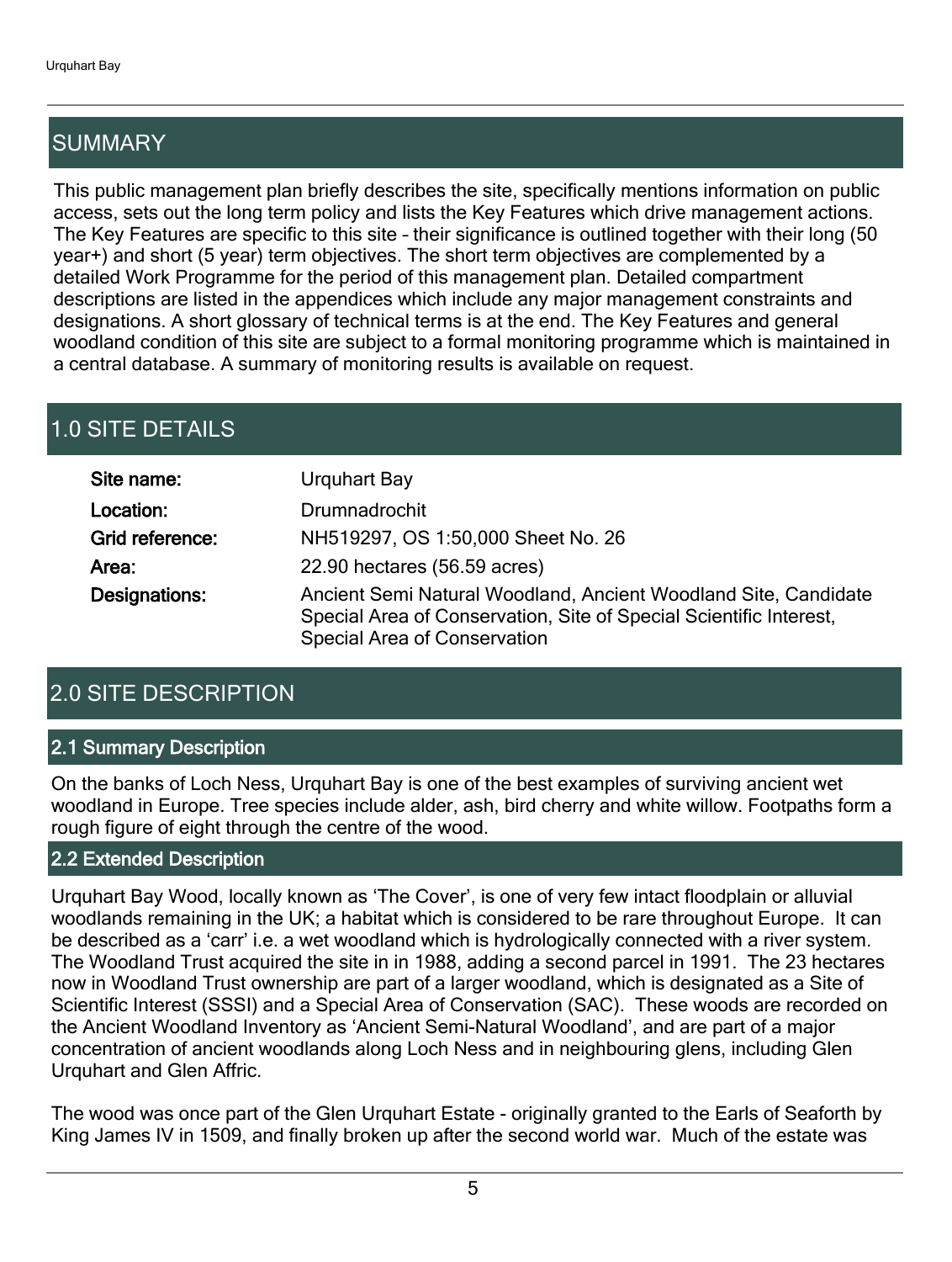## SUMMARY

This public management plan briefly describes the site, specifically mentions information on public access, sets out the long term policy and lists the Key Features which drive management actions. The Key Features are specific to this site – their significance is outlined together with their long (50 year+) and short (5 year) term objectives. The short term objectives are complemented by a detailed Work Programme for the period of this management plan. Detailed compartment descriptions are listed in the appendices which include any major management constraints and designations. A short glossary of technical terms is at the end. The Key Features and general woodland condition of this site are subject to a formal monitoring programme which is maintained in a central database. A summary of monitoring results is available on request.

## 1.0 SITE DETAILS

| | |
|---|---|
| **Site name:** | Urquhart Bay |
| **Location:** | Drumnadrochit |
| **Grid reference:** | NH519297, OS 1:50,000 Sheet No. 26 |
| **Area:** | 22.90 hectares (56.59 acres) |
| **Designations:** | Ancient Semi Natural Woodland, Ancient Woodland Site, Candidate Special Area of Conservation, Site of Special Scientific Interest, Special Area of Conservation |

## 2.0 SITE DESCRIPTION

### 2.1 Summary Description

On the banks of Loch Ness, Urquhart Bay is one of the best examples of surviving ancient wet woodland in Europe. Tree species include alder, ash, bird cherry and white willow. Footpaths form a rough figure of eight through the centre of the wood.

### 2.2 Extended Description

Urquhart Bay Wood, locally known as 'The Cover', is one of very few intact floodplain or alluvial woodlands remaining in the UK; a habitat which is considered to be rare throughout Europe. It can be described as a 'carr' i.e. a wet woodland which is hydrologically connected with a river system. The Woodland Trust acquired the site in in 1988, adding a second parcel in 1991. The 23 hectares now in Woodland Trust ownership are part of a larger woodland, which is designated as a Site of Scientific Interest (SSSI) and a Special Area of Conservation (SAC). These woods are recorded on the Ancient Woodland Inventory as 'Ancient Semi-Natural Woodland', and are part of a major concentration of ancient woodlands along Loch Ness and in neighbouring glens, including Glen Urquhart and Glen Affric.

The wood was once part of the Glen Urquhart Estate - originally granted to the Earls of Seaforth by King James IV in 1509, and finally broken up after the second world war. Much of the estate was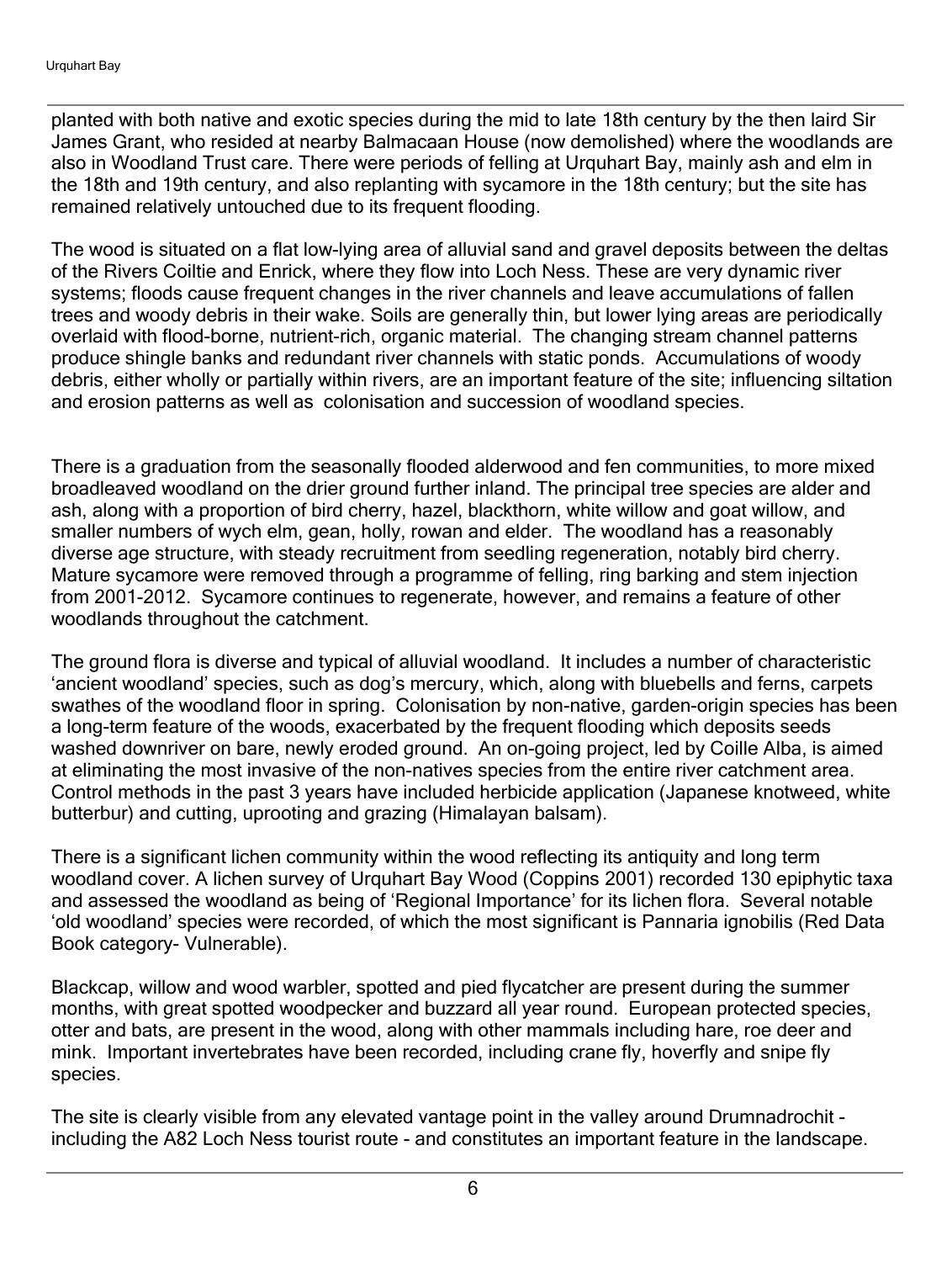planted with both native and exotic species during the mid to late 18th century by the then laird Sir James Grant, who resided at nearby Balmacaan House (now demolished) where the woodlands are also in Woodland Trust care. There were periods of felling at Urquhart Bay, mainly ash and elm in the 18th and 19th century, and also replanting with sycamore in the 18th century; but the site has remained relatively untouched due to its frequent flooding.

The wood is situated on a flat low-lying area of alluvial sand and gravel deposits between the deltas of the Rivers Coiltie and Enrick, where they flow into Loch Ness. These are very dynamic river systems; floods cause frequent changes in the river channels and leave accumulations of fallen trees and woody debris in their wake. Soils are generally thin, but lower lying areas are periodically overlaid with flood-borne, nutrient-rich, organic material. The changing stream channel patterns produce shingle banks and redundant river channels with static ponds. Accumulations of woody debris, either wholly or partially within rivers, are an important feature of the site; influencing siltation and erosion patterns as well as colonisation and succession of woodland species.

There is a graduation from the seasonally flooded alderwood and fen communities, to more mixed broadleaved woodland on the drier ground further inland. The principal tree species are alder and ash, along with a proportion of bird cherry, hazel, blackthorn, white willow and goat willow, and smaller numbers of wych elm, gean, holly, rowan and elder. The woodland has a reasonably diverse age structure, with steady recruitment from seedling regeneration, notably bird cherry. Mature sycamore were removed through a programme of felling, ring barking and stem injection from 2001-2012. Sycamore continues to regenerate, however, and remains a feature of other woodlands throughout the catchment.

The ground flora is diverse and typical of alluvial woodland. It includes a number of characteristic 'ancient woodland' species, such as dog's mercury, which, along with bluebells and ferns, carpets swathes of the woodland floor in spring. Colonisation by non-native, garden-origin species has been a long-term feature of the woods, exacerbated by the frequent flooding which deposits seeds washed downriver on bare, newly eroded ground. An on-going project, led by Coille Alba, is aimed at eliminating the most invasive of the non-natives species from the entire river catchment area. Control methods in the past 3 years have included herbicide application (Japanese knotweed, white butterbur) and cutting, uprooting and grazing (Himalayan balsam).

There is a significant lichen community within the wood reflecting its antiquity and long term woodland cover. A lichen survey of Urquhart Bay Wood (Coppins 2001) recorded 130 epiphytic taxa and assessed the woodland as being of 'Regional Importance' for its lichen flora. Several notable 'old woodland' species were recorded, of which the most significant is Pannaria ignobilis (Red Data Book category- Vulnerable).

Blackcap, willow and wood warbler, spotted and pied flycatcher are present during the summer months, with great spotted woodpecker and buzzard all year round. European protected species, otter and bats, are present in the wood, along with other mammals including hare, roe deer and mink. Important invertebrates have been recorded, including crane fly, hoverfly and snipe fly species.

The site is clearly visible from any elevated vantage point in the valley around Drumnadrochit - including the A82 Loch Ness tourist route - and constitutes an important feature in the landscape.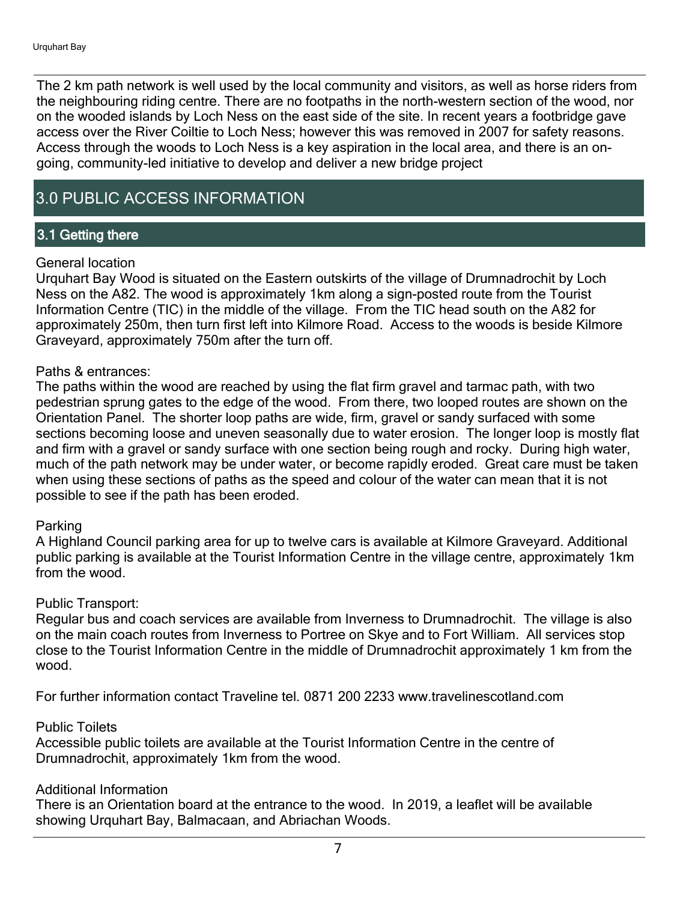The 2 km path network is well used by the local community and visitors, as well as horse riders from the neighbouring riding centre. There are no footpaths in the north-western section of the wood, nor on the wooded islands by Loch Ness on the east side of the site. In recent years a footbridge gave access over the River Coiltie to Loch Ness; however this was removed in 2007 for safety reasons. Access through the woods to Loch Ness is a key aspiration in the local area, and there is an on-going, community-led initiative to develop and deliver a new bridge project

# 3.0 PUBLIC ACCESS INFORMATION

## 3.1 Getting there

General location

Urquhart Bay Wood is situated on the Eastern outskirts of the village of Drumnadrochit by Loch Ness on the A82. The wood is approximately 1km along a sign-posted route from the Tourist Information Centre (TIC) in the middle of the village. From the TIC head south on the A82 for approximately 250m, then turn first left into Kilmore Road. Access to the woods is beside Kilmore Graveyard, approximately 750m after the turn off.

Paths & entrances:

The paths within the wood are reached by using the flat firm gravel and tarmac path, with two pedestrian sprung gates to the edge of the wood. From there, two looped routes are shown on the Orientation Panel. The shorter loop paths are wide, firm, gravel or sandy surfaced with some sections becoming loose and uneven seasonally due to water erosion. The longer loop is mostly flat and firm with a gravel or sandy surface with one section being rough and rocky. During high water, much of the path network may be under water, or become rapidly eroded. Great care must be taken when using these sections of paths as the speed and colour of the water can mean that it is not possible to see if the path has been eroded.

Parking

A Highland Council parking area for up to twelve cars is available at Kilmore Graveyard. Additional public parking is available at the Tourist Information Centre in the village centre, approximately 1km from the wood.

Public Transport:

Regular bus and coach services are available from Inverness to Drumnadrochit. The village is also on the main coach routes from Inverness to Portree on Skye and to Fort William. All services stop close to the Tourist Information Centre in the middle of Drumnadrochit approximately 1 km from the wood.

For further information contact Traveline tel. 0871 200 2233 www.travelinescotland.com

Public Toilets

Accessible public toilets are available at the Tourist Information Centre in the centre of Drumnadrochit, approximately 1km from the wood.

Additional Information

There is an Orientation board at the entrance to the wood. In 2019, a leaflet will be available showing Urquhart Bay, Balmacaan, and Abriachan Woods.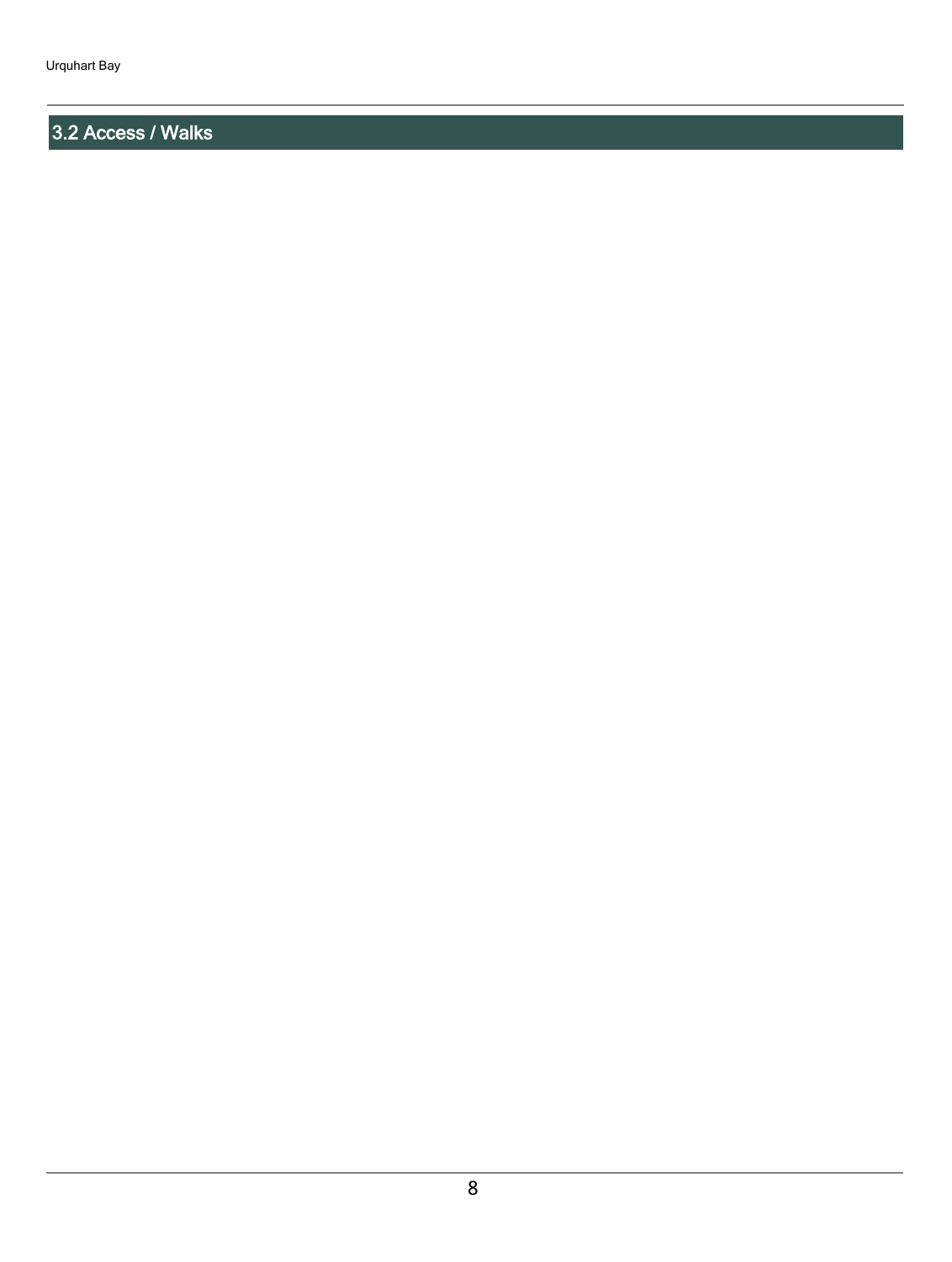## 3.2 Access / Walks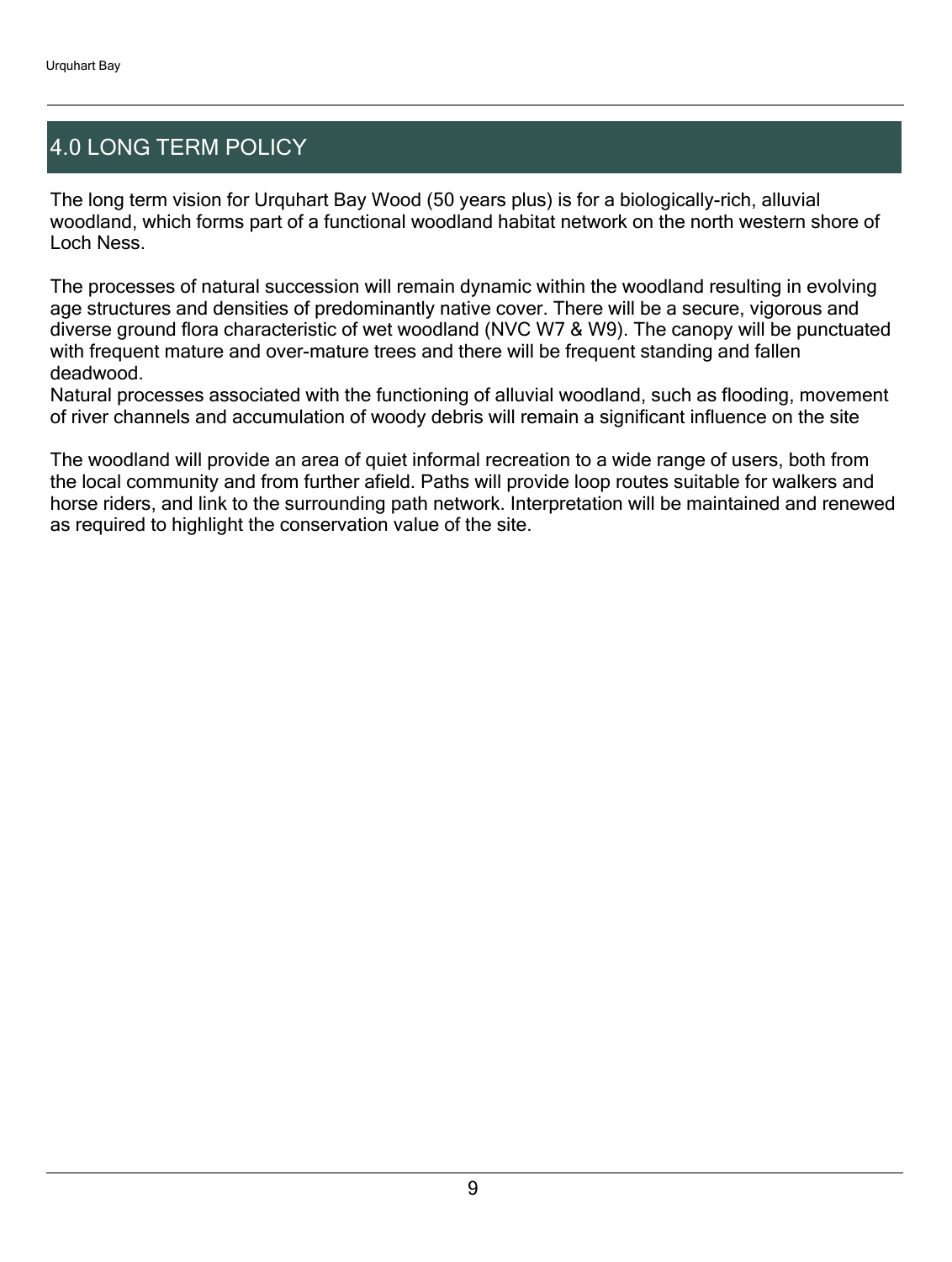## 4.0 LONG TERM POLICY

The long term vision for Urquhart Bay Wood (50 years plus) is for a biologically-rich, alluvial woodland, which forms part of a functional woodland habitat network on the north western shore of Loch Ness.

The processes of natural succession will remain dynamic within the woodland resulting in evolving age structures and densities of predominantly native cover. There will be a secure, vigorous and diverse ground flora characteristic of wet woodland (NVC W7 & W9). The canopy will be punctuated with frequent mature and over-mature trees and there will be frequent standing and fallen deadwood.
Natural processes associated with the functioning of alluvial woodland, such as flooding, movement of river channels and accumulation of woody debris will remain a significant influence on the site

The woodland will provide an area of quiet informal recreation to a wide range of users, both from the local community and from further afield. Paths will provide loop routes suitable for walkers and horse riders, and link to the surrounding path network. Interpretation will be maintained and renewed as required to highlight the conservation value of the site.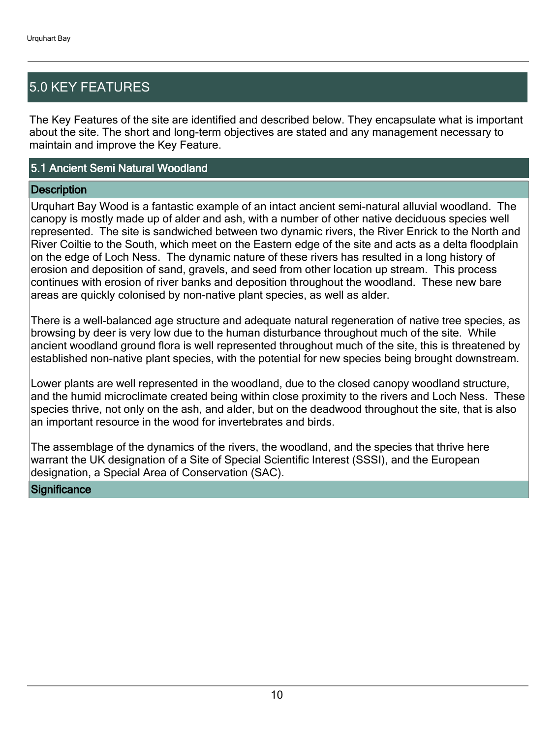## 5.0 KEY FEATURES

The Key Features of the site are identified and described below. They encapsulate what is important about the site. The short and long-term objectives are stated and any management necessary to maintain and improve the Key Feature.

### 5.1 Ancient Semi Natural Woodland

#### Description

Urquhart Bay Wood is a fantastic example of an intact ancient semi-natural alluvial woodland. The canopy is mostly made up of alder and ash, with a number of other native deciduous species well represented. The site is sandwiched between two dynamic rivers, the River Enrick to the North and River Coiltie to the South, which meet on the Eastern edge of the site and acts as a delta floodplain on the edge of Loch Ness. The dynamic nature of these rivers has resulted in a long history of erosion and deposition of sand, gravels, and seed from other location up stream. This process continues with erosion of river banks and deposition throughout the woodland. These new bare areas are quickly colonised by non-native plant species, as well as alder.

There is a well-balanced age structure and adequate natural regeneration of native tree species, as browsing by deer is very low due to the human disturbance throughout much of the site. While ancient woodland ground flora is well represented throughout much of the site, this is threatened by established non-native plant species, with the potential for new species being brought downstream.

Lower plants are well represented in the woodland, due to the closed canopy woodland structure, and the humid microclimate created being within close proximity to the rivers and Loch Ness. These species thrive, not only on the ash, and alder, but on the deadwood throughout the site, that is also an important resource in the wood for invertebrates and birds.

The assemblage of the dynamics of the rivers, the woodland, and the species that thrive here warrant the UK designation of a Site of Special Scientific Interest (SSSI), and the European designation, a Special Area of Conservation (SAC).

#### Significance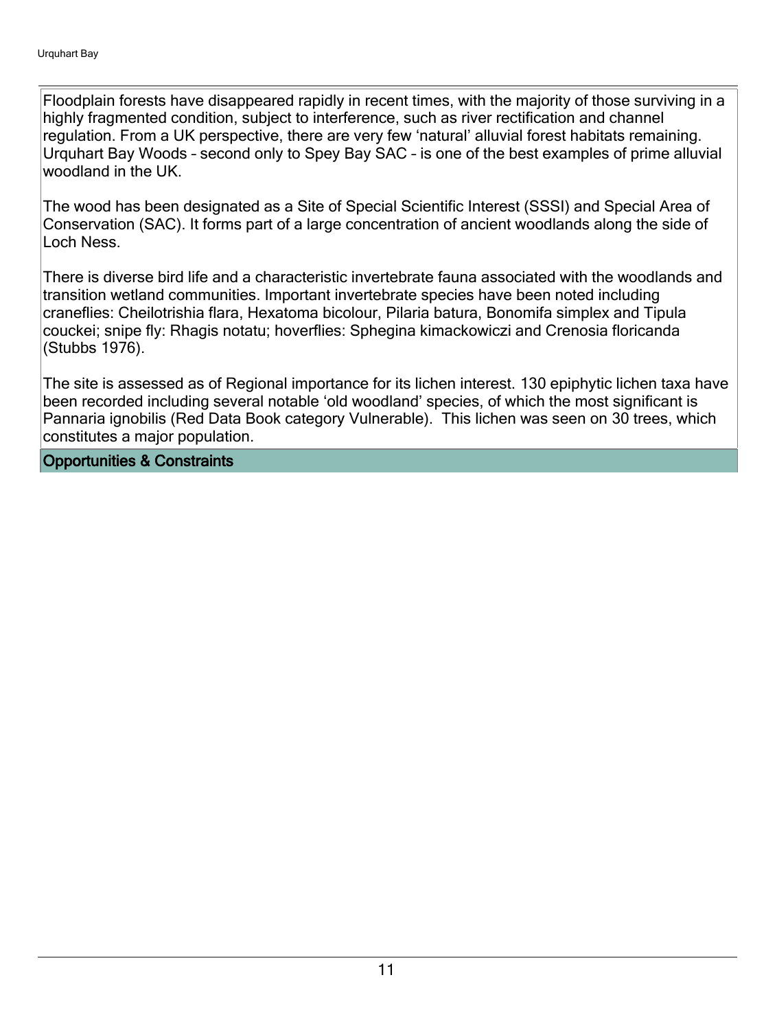Floodplain forests have disappeared rapidly in recent times, with the majority of those surviving in a highly fragmented condition, subject to interference, such as river rectification and channel regulation. From a UK perspective, there are very few 'natural' alluvial forest habitats remaining. Urquhart Bay Woods – second only to Spey Bay SAC – is one of the best examples of prime alluvial woodland in the UK.

The wood has been designated as a Site of Special Scientific Interest (SSSI) and Special Area of Conservation (SAC). It forms part of a large concentration of ancient woodlands along the side of Loch Ness.

There is diverse bird life and a characteristic invertebrate fauna associated with the woodlands and transition wetland communities. Important invertebrate species have been noted including craneflies: Cheilotrishia flara, Hexatoma bicolour, Pilaria batura, Bonomifa simplex and Tipula couckei; snipe fly: Rhagis notatu; hoverflies: Sphegina kimackowiczi and Crenosia floricanda (Stubbs 1976).

The site is assessed as of Regional importance for its lichen interest. 130 epiphytic lichen taxa have been recorded including several notable 'old woodland' species, of which the most significant is Pannaria ignobilis (Red Data Book category Vulnerable). This lichen was seen on 30 trees, which constitutes a major population.

## Opportunities & Constraints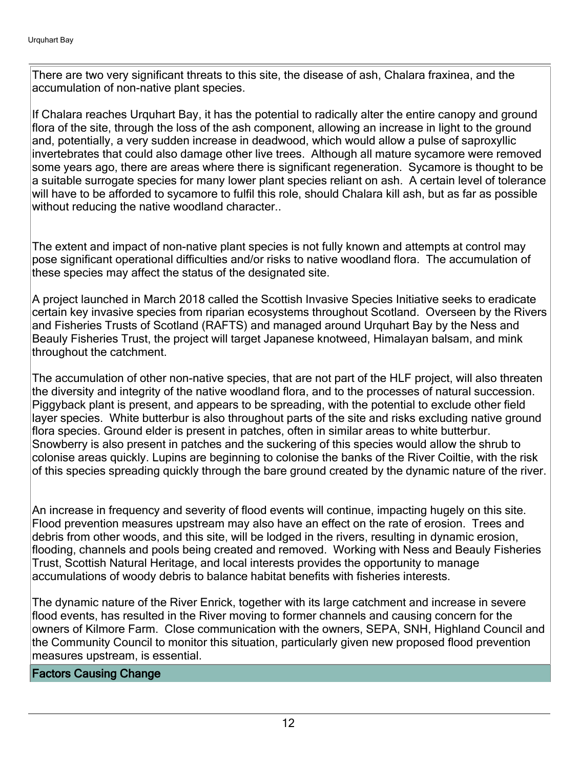There are two very significant threats to this site, the disease of ash, Chalara fraxinea, and the accumulation of non-native plant species.

If Chalara reaches Urquhart Bay, it has the potential to radically alter the entire canopy and ground flora of the site, through the loss of the ash component, allowing an increase in light to the ground and, potentially, a very sudden increase in deadwood, which would allow a pulse of saproxyllic invertebrates that could also damage other live trees. Although all mature sycamore were removed some years ago, there are areas where there is significant regeneration. Sycamore is thought to be a suitable surrogate species for many lower plant species reliant on ash. A certain level of tolerance will have to be afforded to sycamore to fulfil this role, should Chalara kill ash, but as far as possible without reducing the native woodland character..

The extent and impact of non-native plant species is not fully known and attempts at control may pose significant operational difficulties and/or risks to native woodland flora. The accumulation of these species may affect the status of the designated site.

A project launched in March 2018 called the Scottish Invasive Species Initiative seeks to eradicate certain key invasive species from riparian ecosystems throughout Scotland. Overseen by the Rivers and Fisheries Trusts of Scotland (RAFTS) and managed around Urquhart Bay by the Ness and Beauly Fisheries Trust, the project will target Japanese knotweed, Himalayan balsam, and mink throughout the catchment.

The accumulation of other non-native species, that are not part of the HLF project, will also threaten the diversity and integrity of the native woodland flora, and to the processes of natural succession. Piggyback plant is present, and appears to be spreading, with the potential to exclude other field layer species. White butterbur is also throughout parts of the site and risks excluding native ground flora species. Ground elder is present in patches, often in similar areas to white butterbur. Snowberry is also present in patches and the suckering of this species would allow the shrub to colonise areas quickly. Lupins are beginning to colonise the banks of the River Coiltie, with the risk of this species spreading quickly through the bare ground created by the dynamic nature of the river.

An increase in frequency and severity of flood events will continue, impacting hugely on this site. Flood prevention measures upstream may also have an effect on the rate of erosion. Trees and debris from other woods, and this site, will be lodged in the rivers, resulting in dynamic erosion, flooding, channels and pools being created and removed. Working with Ness and Beauly Fisheries Trust, Scottish Natural Heritage, and local interests provides the opportunity to manage accumulations of woody debris to balance habitat benefits with fisheries interests.

The dynamic nature of the River Enrick, together with its large catchment and increase in severe flood events, has resulted in the River moving to former channels and causing concern for the owners of Kilmore Farm. Close communication with the owners, SEPA, SNH, Highland Council and the Community Council to monitor this situation, particularly given new proposed flood prevention measures upstream, is essential.

## Factors Causing Change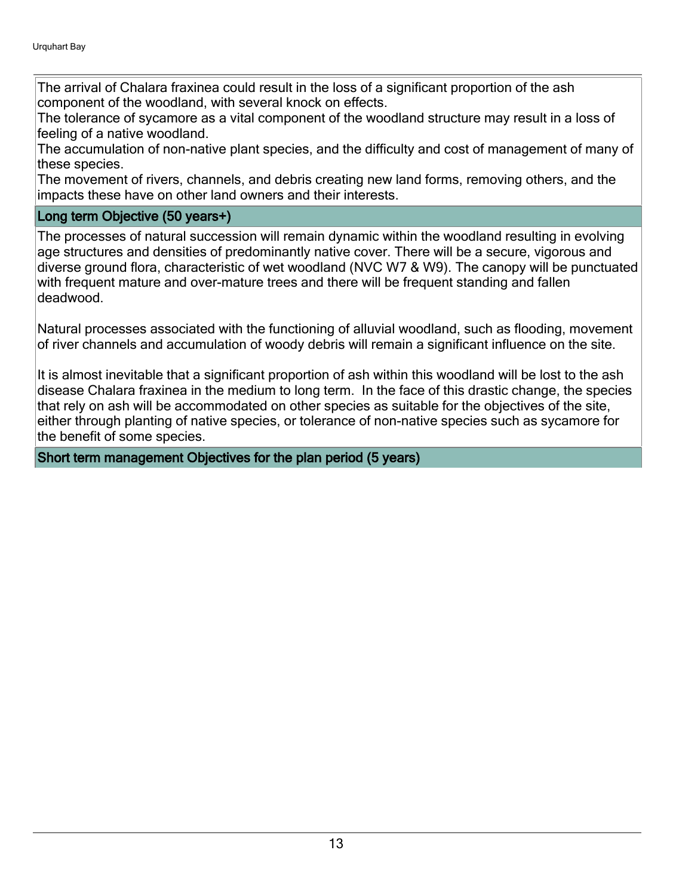The arrival of Chalara fraxinea could result in the loss of a significant proportion of the ash component of the woodland, with several knock on effects.
The tolerance of sycamore as a vital component of the woodland structure may result in a loss of feeling of a native woodland.
The accumulation of non-native plant species, and the difficulty and cost of management of many of these species.
The movement of rivers, channels, and debris creating new land forms, removing others, and the impacts these have on other land owners and their interests.

## Long term Objective (50 years+)

The processes of natural succession will remain dynamic within the woodland resulting in evolving age structures and densities of predominantly native cover. There will be a secure, vigorous and diverse ground flora, characteristic of wet woodland (NVC W7 & W9). The canopy will be punctuated with frequent mature and over-mature trees and there will be frequent standing and fallen deadwood.

Natural processes associated with the functioning of alluvial woodland, such as flooding, movement of river channels and accumulation of woody debris will remain a significant influence on the site.

It is almost inevitable that a significant proportion of ash within this woodland will be lost to the ash disease Chalara fraxinea in the medium to long term. In the face of this drastic change, the species that rely on ash will be accommodated on other species as suitable for the objectives of the site, either through planting of native species, or tolerance of non-native species such as sycamore for the benefit of some species.

## Short term management Objectives for the plan period (5 years)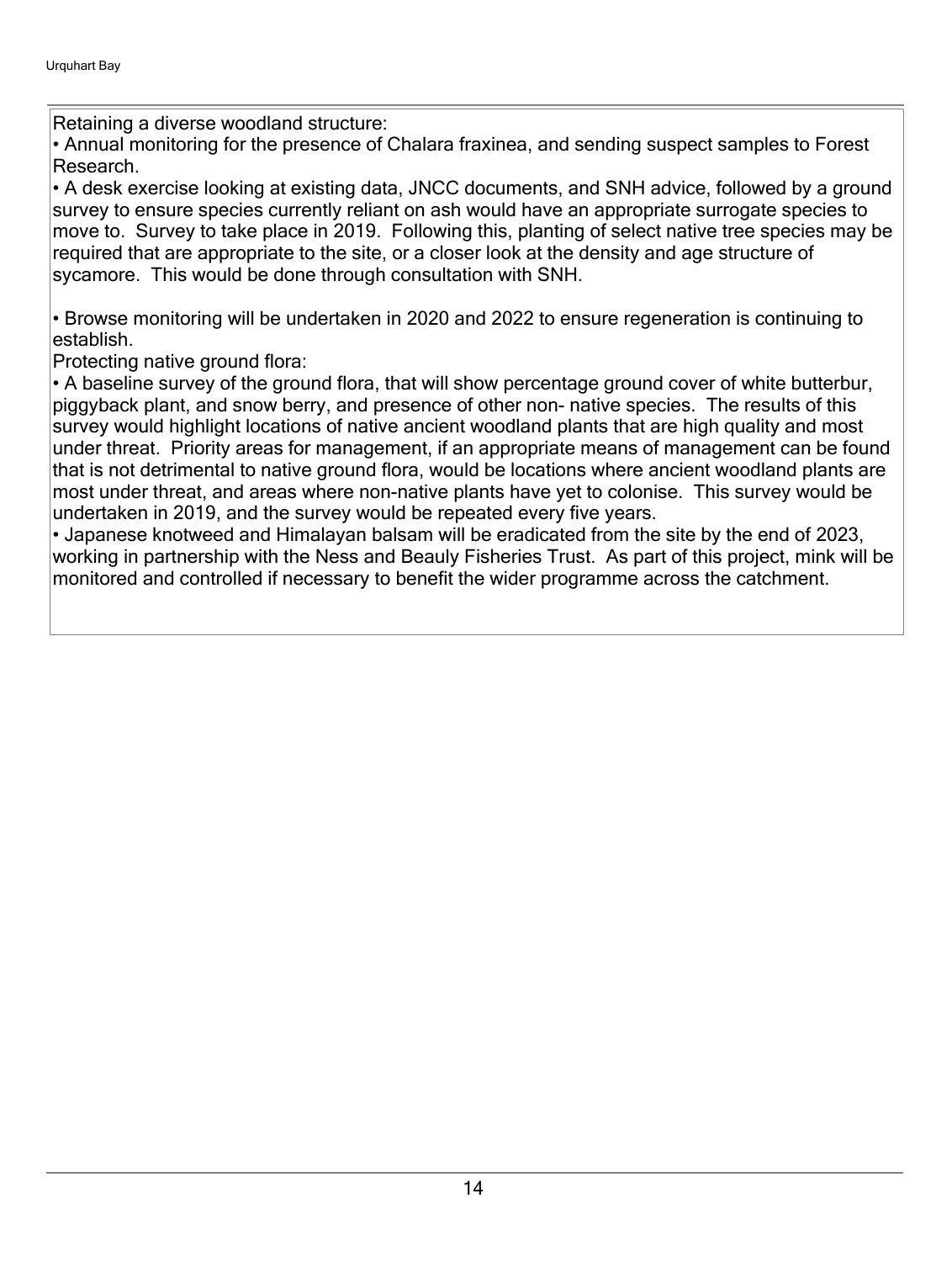Retaining a diverse woodland structure:

• Annual monitoring for the presence of Chalara fraxinea, and sending suspect samples to Forest Research.

• A desk exercise looking at existing data, JNCC documents, and SNH advice, followed by a ground survey to ensure species currently reliant on ash would have an appropriate surrogate species to move to. Survey to take place in 2019. Following this, planting of select native tree species may be required that are appropriate to the site, or a closer look at the density and age structure of sycamore. This would be done through consultation with SNH.

• Browse monitoring will be undertaken in 2020 and 2022 to ensure regeneration is continuing to establish.

Protecting native ground flora:

• A baseline survey of the ground flora, that will show percentage ground cover of white butterbur, piggyback plant, and snow berry, and presence of other non- native species. The results of this survey would highlight locations of native ancient woodland plants that are high quality and most under threat. Priority areas for management, if an appropriate means of management can be found that is not detrimental to native ground flora, would be locations where ancient woodland plants are most under threat, and areas where non-native plants have yet to colonise. This survey would be undertaken in 2019, and the survey would be repeated every five years.

• Japanese knotweed and Himalayan balsam will be eradicated from the site by the end of 2023, working in partnership with the Ness and Beauly Fisheries Trust. As part of this project, mink will be monitored and controlled if necessary to benefit the wider programme across the catchment.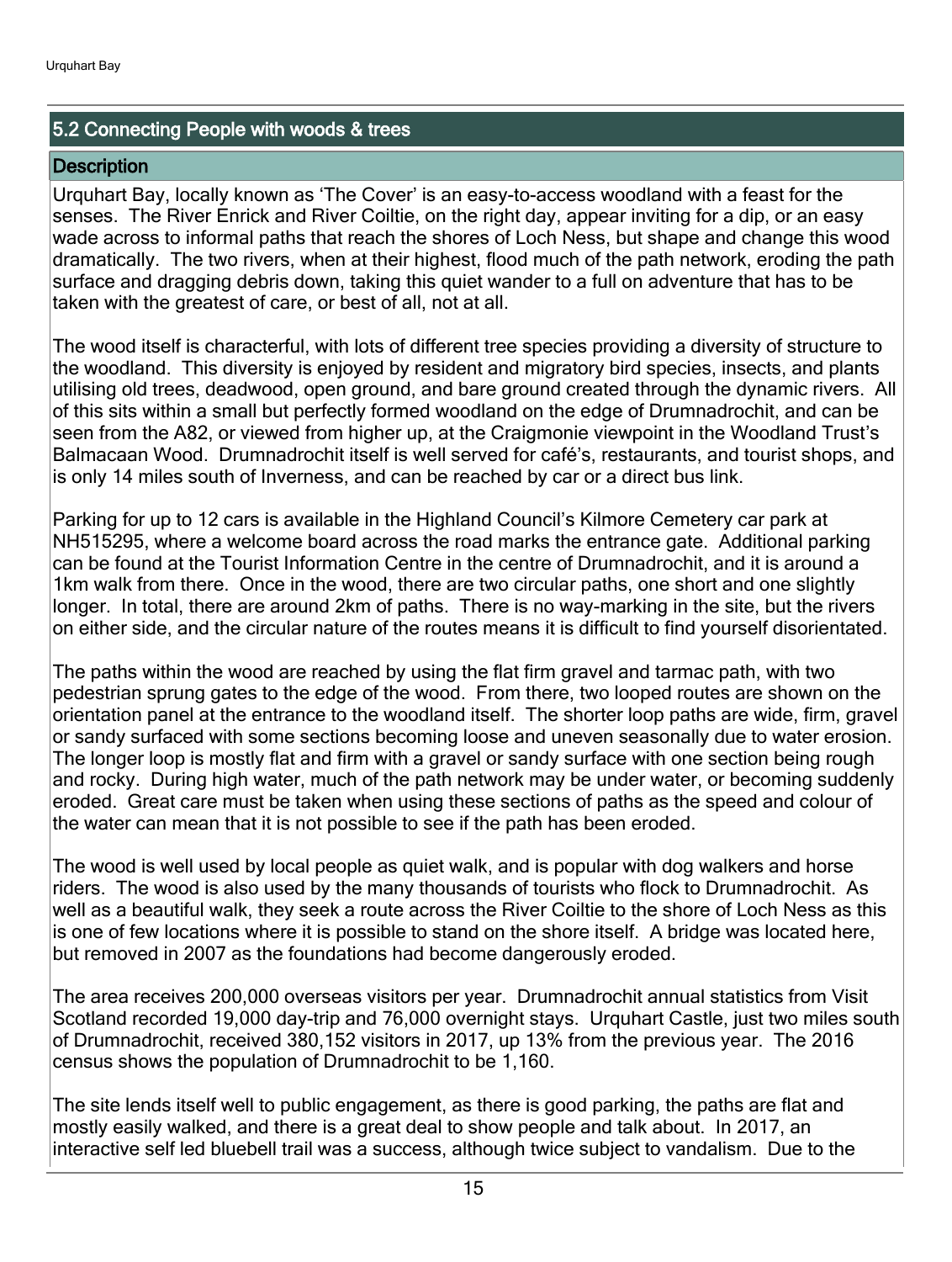## 5.2 Connecting People with woods & trees

### Description

Urquhart Bay, locally known as 'The Cover' is an easy-to-access woodland with a feast for the senses. The River Enrick and River Coiltie, on the right day, appear inviting for a dip, or an easy wade across to informal paths that reach the shores of Loch Ness, but shape and change this wood dramatically. The two rivers, when at their highest, flood much of the path network, eroding the path surface and dragging debris down, taking this quiet wander to a full on adventure that has to be taken with the greatest of care, or best of all, not at all.

The wood itself is characterful, with lots of different tree species providing a diversity of structure to the woodland. This diversity is enjoyed by resident and migratory bird species, insects, and plants utilising old trees, deadwood, open ground, and bare ground created through the dynamic rivers. All of this sits within a small but perfectly formed woodland on the edge of Drumnadrochit, and can be seen from the A82, or viewed from higher up, at the Craigmonie viewpoint in the Woodland Trust's Balmacaan Wood. Drumnadrochit itself is well served for café's, restaurants, and tourist shops, and is only 14 miles south of Inverness, and can be reached by car or a direct bus link.

Parking for up to 12 cars is available in the Highland Council's Kilmore Cemetery car park at NH515295, where a welcome board across the road marks the entrance gate. Additional parking can be found at the Tourist Information Centre in the centre of Drumnadrochit, and it is around a 1km walk from there. Once in the wood, there are two circular paths, one short and one slightly longer. In total, there are around 2km of paths. There is no way-marking in the site, but the rivers on either side, and the circular nature of the routes means it is difficult to find yourself disorientated.

The paths within the wood are reached by using the flat firm gravel and tarmac path, with two pedestrian sprung gates to the edge of the wood. From there, two looped routes are shown on the orientation panel at the entrance to the woodland itself. The shorter loop paths are wide, firm, gravel or sandy surfaced with some sections becoming loose and uneven seasonally due to water erosion. The longer loop is mostly flat and firm with a gravel or sandy surface with one section being rough and rocky. During high water, much of the path network may be under water, or becoming suddenly eroded. Great care must be taken when using these sections of paths as the speed and colour of the water can mean that it is not possible to see if the path has been eroded.

The wood is well used by local people as quiet walk, and is popular with dog walkers and horse riders. The wood is also used by the many thousands of tourists who flock to Drumnadrochit. As well as a beautiful walk, they seek a route across the River Coiltie to the shore of Loch Ness as this is one of few locations where it is possible to stand on the shore itself. A bridge was located here, but removed in 2007 as the foundations had become dangerously eroded.

The area receives 200,000 overseas visitors per year. Drumnadrochit annual statistics from Visit Scotland recorded 19,000 day-trip and 76,000 overnight stays. Urquhart Castle, just two miles south of Drumnadrochit, received 380,152 visitors in 2017, up 13% from the previous year. The 2016 census shows the population of Drumnadrochit to be 1,160.

The site lends itself well to public engagement, as there is good parking, the paths are flat and mostly easily walked, and there is a great deal to show people and talk about. In 2017, an interactive self led bluebell trail was a success, although twice subject to vandalism. Due to the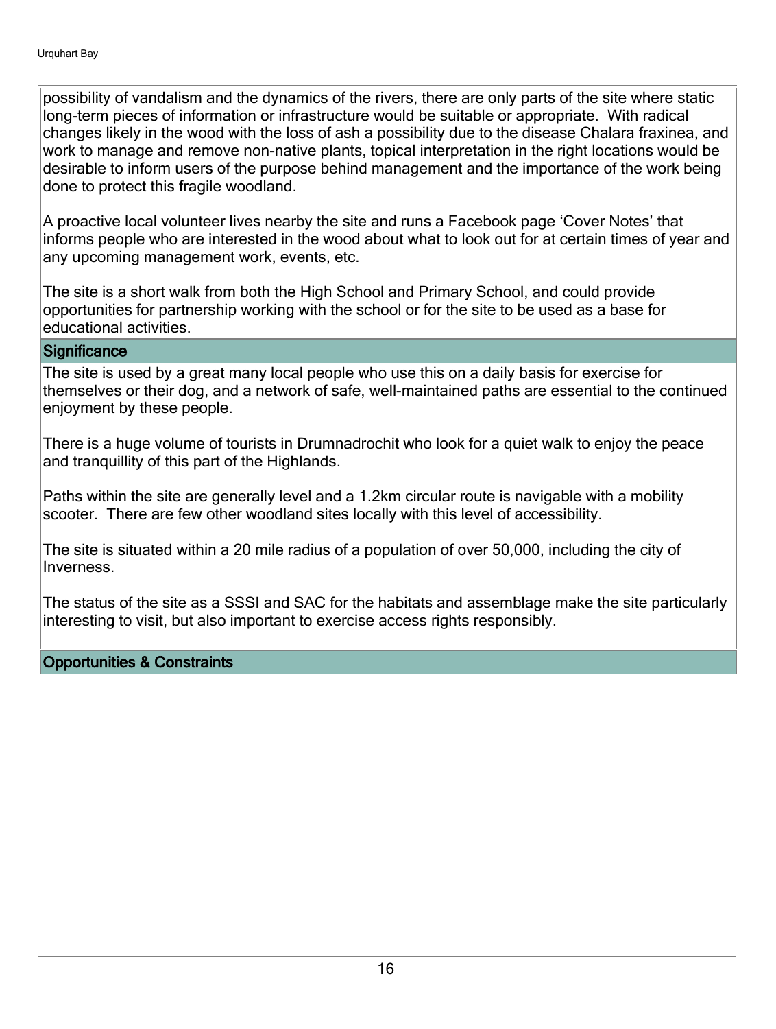possibility of vandalism and the dynamics of the rivers, there are only parts of the site where static long-term pieces of information or infrastructure would be suitable or appropriate. With radical changes likely in the wood with the loss of ash a possibility due to the disease Chalara fraxinea, and work to manage and remove non-native plants, topical interpretation in the right locations would be desirable to inform users of the purpose behind management and the importance of the work being done to protect this fragile woodland.

A proactive local volunteer lives nearby the site and runs a Facebook page 'Cover Notes' that informs people who are interested in the wood about what to look out for at certain times of year and any upcoming management work, events, etc.

The site is a short walk from both the High School and Primary School, and could provide opportunities for partnership working with the school or for the site to be used as a base for educational activities.

## Significance

The site is used by a great many local people who use this on a daily basis for exercise for themselves or their dog, and a network of safe, well-maintained paths are essential to the continued enjoyment by these people.

There is a huge volume of tourists in Drumnadrochit who look for a quiet walk to enjoy the peace and tranquillity of this part of the Highlands.

Paths within the site are generally level and a 1.2km circular route is navigable with a mobility scooter. There are few other woodland sites locally with this level of accessibility.

The site is situated within a 20 mile radius of a population of over 50,000, including the city of Inverness.

The status of the site as a SSSI and SAC for the habitats and assemblage make the site particularly interesting to visit, but also important to exercise access rights responsibly.

## Opportunities & Constraints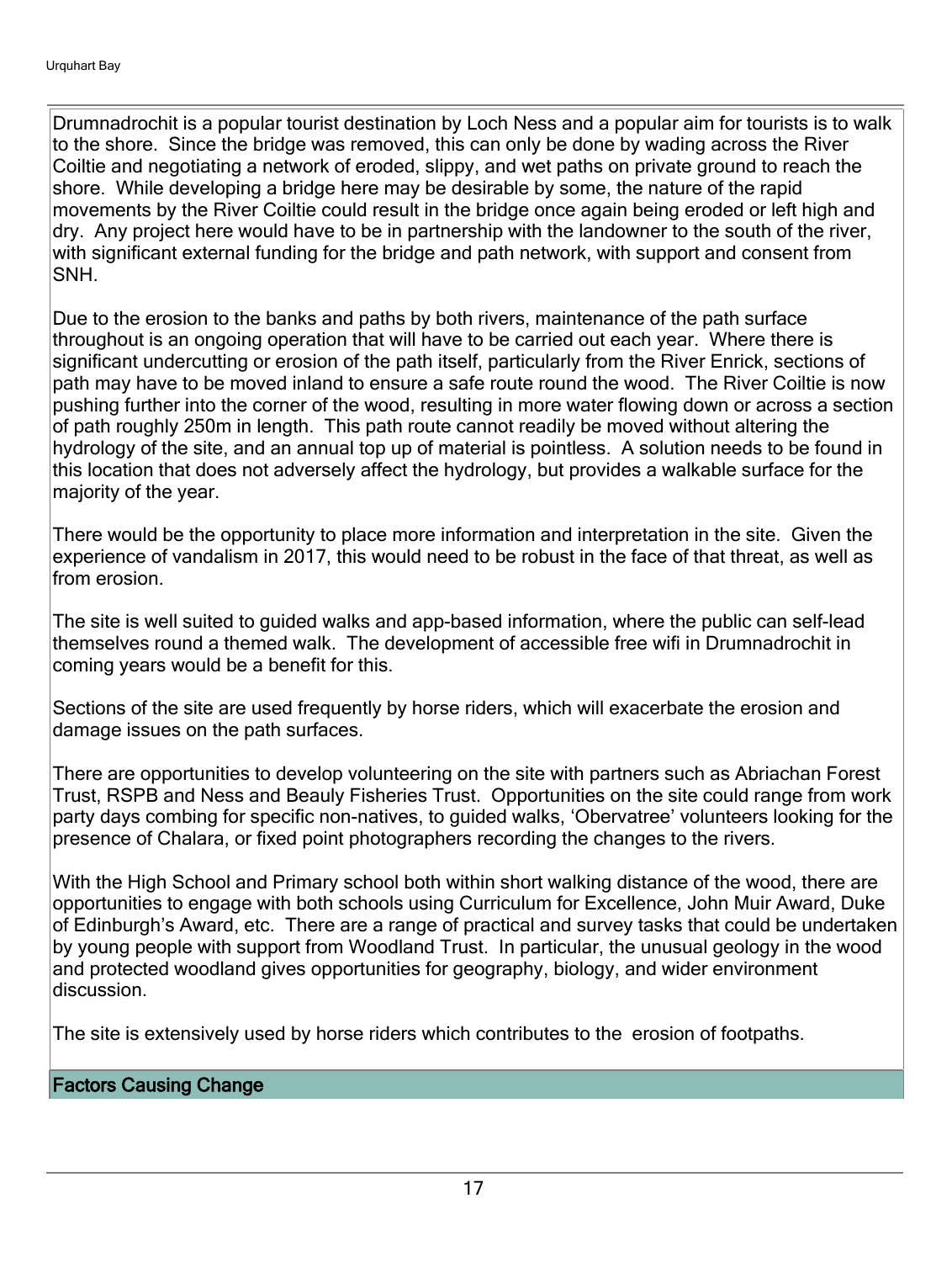Drumnadrochit is a popular tourist destination by Loch Ness and a popular aim for tourists is to walk to the shore. Since the bridge was removed, this can only be done by wading across the River Coiltie and negotiating a network of eroded, slippy, and wet paths on private ground to reach the shore. While developing a bridge here may be desirable by some, the nature of the rapid movements by the River Coiltie could result in the bridge once again being eroded or left high and dry. Any project here would have to be in partnership with the landowner to the south of the river, with significant external funding for the bridge and path network, with support and consent from SNH.

Due to the erosion to the banks and paths by both rivers, maintenance of the path surface throughout is an ongoing operation that will have to be carried out each year. Where there is significant undercutting or erosion of the path itself, particularly from the River Enrick, sections of path may have to be moved inland to ensure a safe route round the wood. The River Coiltie is now pushing further into the corner of the wood, resulting in more water flowing down or across a section of path roughly 250m in length. This path route cannot readily be moved without altering the hydrology of the site, and an annual top up of material is pointless. A solution needs to be found in this location that does not adversely affect the hydrology, but provides a walkable surface for the majority of the year.

There would be the opportunity to place more information and interpretation in the site. Given the experience of vandalism in 2017, this would need to be robust in the face of that threat, as well as from erosion.

The site is well suited to guided walks and app-based information, where the public can self-lead themselves round a themed walk. The development of accessible free wifi in Drumnadrochit in coming years would be a benefit for this.

Sections of the site are used frequently by horse riders, which will exacerbate the erosion and damage issues on the path surfaces.

There are opportunities to develop volunteering on the site with partners such as Abriachan Forest Trust, RSPB and Ness and Beauly Fisheries Trust. Opportunities on the site could range from work party days combing for specific non-natives, to guided walks, 'Obervatree' volunteers looking for the presence of Chalara, or fixed point photographers recording the changes to the rivers.

With the High School and Primary school both within short walking distance of the wood, there are opportunities to engage with both schools using Curriculum for Excellence, John Muir Award, Duke of Edinburgh's Award, etc. There are a range of practical and survey tasks that could be undertaken by young people with support from Woodland Trust. In particular, the unusual geology in the wood and protected woodland gives opportunities for geography, biology, and wider environment discussion.

The site is extensively used by horse riders which contributes to the erosion of footpaths.

## Factors Causing Change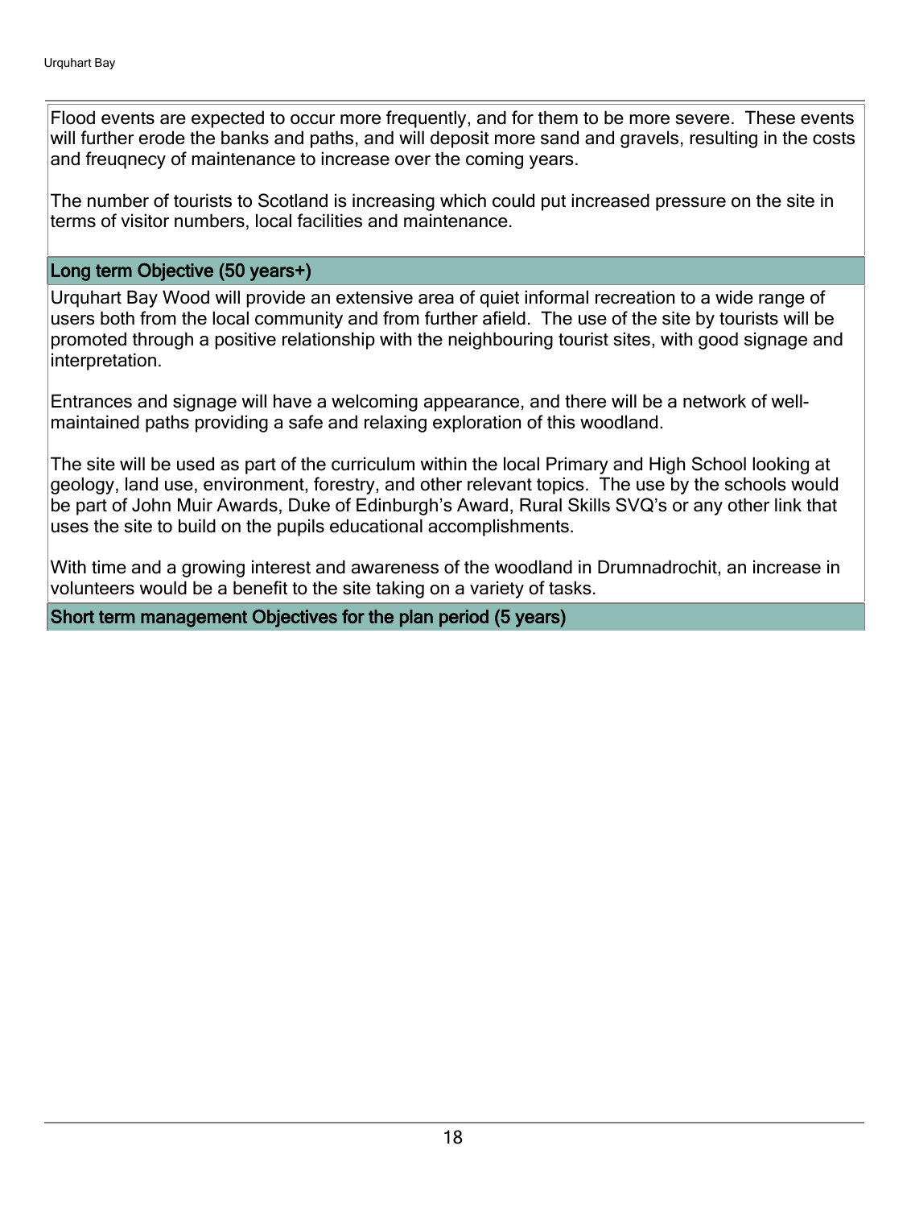Flood events are expected to occur more frequently, and for them to be more severe. These events will further erode the banks and paths, and will deposit more sand and gravels, resulting in the costs and freuqnecy of maintenance to increase over the coming years.

The number of tourists to Scotland is increasing which could put increased pressure on the site in terms of visitor numbers, local facilities and maintenance.

## Long term Objective (50 years+)

Urquhart Bay Wood will provide an extensive area of quiet informal recreation to a wide range of users both from the local community and from further afield. The use of the site by tourists will be promoted through a positive relationship with the neighbouring tourist sites, with good signage and interpretation.

Entrances and signage will have a welcoming appearance, and there will be a network of well-maintained paths providing a safe and relaxing exploration of this woodland.

The site will be used as part of the curriculum within the local Primary and High School looking at geology, land use, environment, forestry, and other relevant topics. The use by the schools would be part of John Muir Awards, Duke of Edinburgh's Award, Rural Skills SVQ's or any other link that uses the site to build on the pupils educational accomplishments.

With time and a growing interest and awareness of the woodland in Drumnadrochit, an increase in volunteers would be a benefit to the site taking on a variety of tasks.

## Short term management Objectives for the plan period (5 years)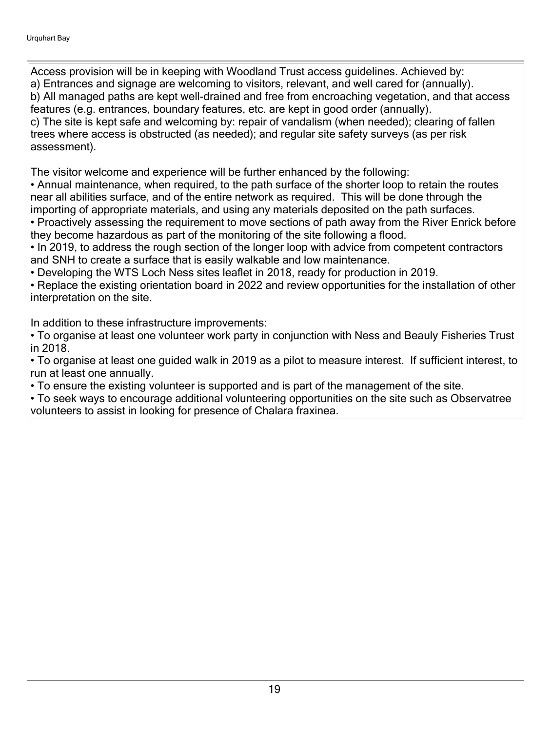Access provision will be in keeping with Woodland Trust access guidelines. Achieved by:
a) Entrances and signage are welcoming to visitors, relevant, and well cared for (annually).
b) All managed paths are kept well-drained and free from encroaching vegetation, and that access features (e.g. entrances, boundary features, etc. are kept in good order (annually).
c) The site is kept safe and welcoming by: repair of vandalism (when needed); clearing of fallen trees where access is obstructed (as needed); and regular site safety surveys (as per risk assessment).

The visitor welcome and experience will be further enhanced by the following:
• Annual maintenance, when required, to the path surface of the shorter loop to retain the routes near all abilities surface, and of the entire network as required. This will be done through the importing of appropriate materials, and using any materials deposited on the path surfaces.
• Proactively assessing the requirement to move sections of path away from the River Enrick before they become hazardous as part of the monitoring of the site following a flood.
• In 2019, to address the rough section of the longer loop with advice from competent contractors and SNH to create a surface that is easily walkable and low maintenance.
• Developing the WTS Loch Ness sites leaflet in 2018, ready for production in 2019.
• Replace the existing orientation board in 2022 and review opportunities for the installation of other interpretation on the site.

In addition to these infrastructure improvements:
• To organise at least one volunteer work party in conjunction with Ness and Beauly Fisheries Trust in 2018.
• To organise at least one guided walk in 2019 as a pilot to measure interest. If sufficient interest, to run at least one annually.
• To ensure the existing volunteer is supported and is part of the management of the site.
• To seek ways to encourage additional volunteering opportunities on the site such as Observatree volunteers to assist in looking for presence of Chalara fraxinea.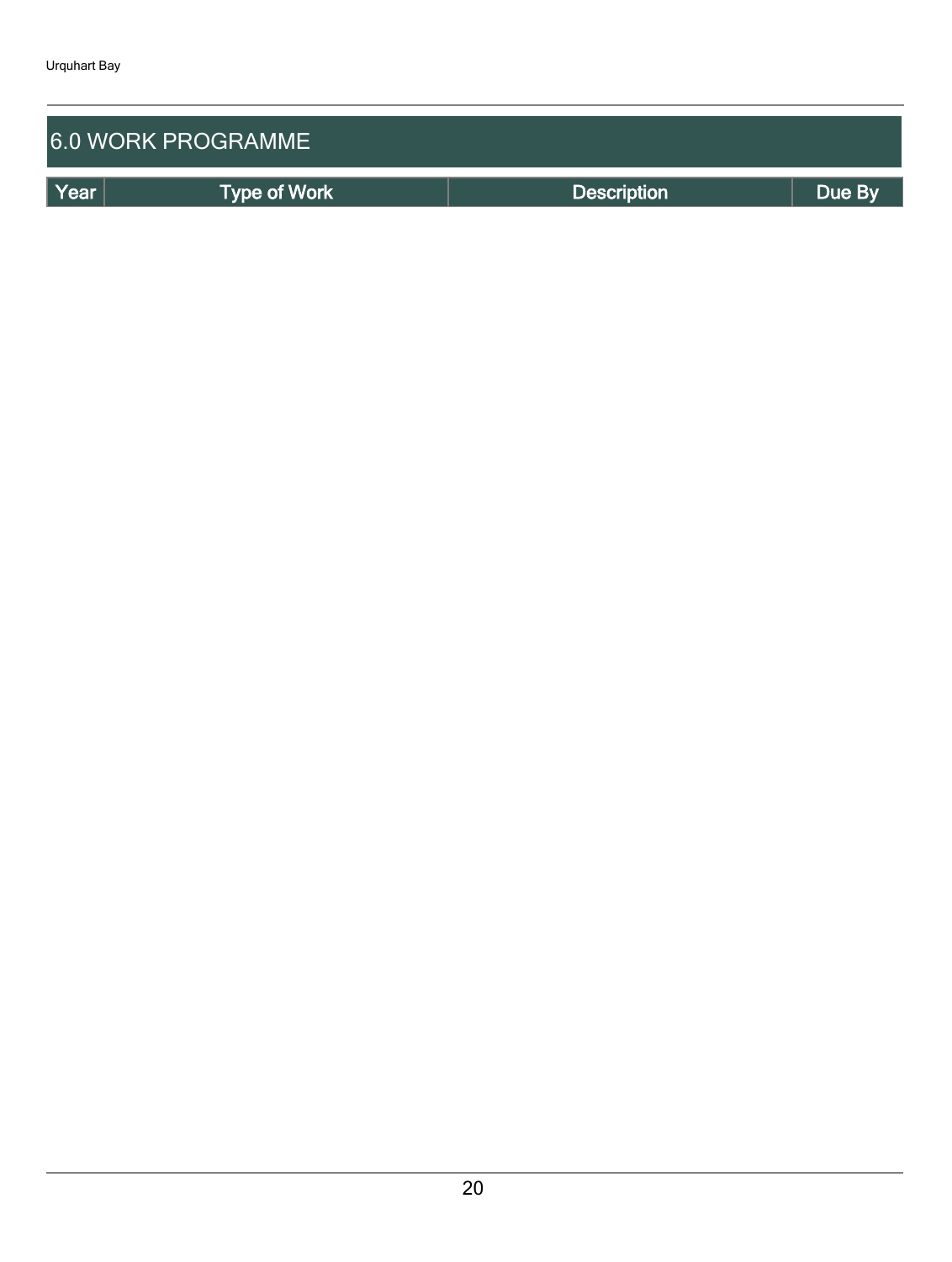## 6.0 WORK PROGRAMME

| Year | Type of Work | Description | Due By |
|---|---|---|---|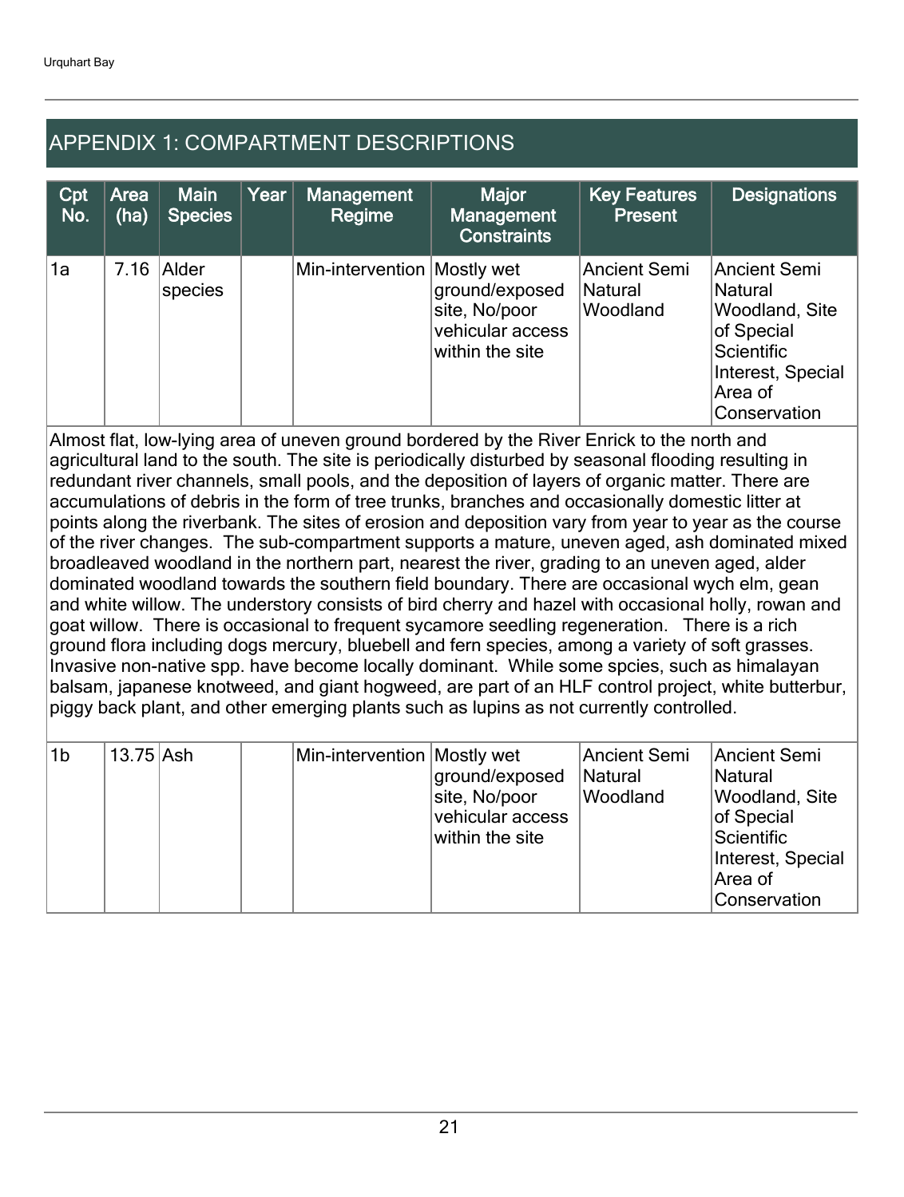## APPENDIX 1: COMPARTMENT DESCRIPTIONS

| Cpt No. | Area (ha) | Main Species | Year | Management Regime | Major Management Constraints | Key Features Present | Designations |
|---|---|---|---|---|---|---|---|
| 1a | 7.16 | Alder species | | Min-intervention | Mostly wet ground/exposed site, No/poor vehicular access within the site | Ancient Semi Natural Woodland | Ancient Semi Natural Woodland, Site of Special Scientific Interest, Special Area of Conservation |
| Almost flat, low-lying area of uneven ground bordered by the River Enrick to the north and agricultural land to the south. The site is periodically disturbed by seasonal flooding resulting in redundant river channels, small pools, and the deposition of layers of organic matter. There are accumulations of debris in the form of tree trunks, branches and occasionally domestic litter at points along the riverbank. The sites of erosion and deposition vary from year to year as the course of the river changes. The sub-compartment supports a mature, uneven aged, ash dominated mixed broadleaved woodland in the northern part, nearest the river, grading to an uneven aged, alder dominated woodland towards the southern field boundary. There are occasional wych elm, gean and white willow. The understory consists of bird cherry and hazel with occasional holly, rowan and goat willow. There is occasional to frequent sycamore seedling regeneration. There is a rich ground flora including dogs mercury, bluebell and fern species, among a variety of soft grasses. Invasive non-native spp. have become locally dominant. While some spcies, such as himalayan balsam, japanese knotweed, and giant hogweed, are part of an HLF control project, white butterbur, piggy back plant, and other emerging plants such as lupins as not currently controlled. | | | | | | | |
| 1b | 13.75 | Ash | | Min-intervention | Mostly wet ground/exposed site, No/poor vehicular access within the site | Ancient Semi Natural Woodland | Ancient Semi Natural Woodland, Site of Special Scientific Interest, Special Area of Conservation |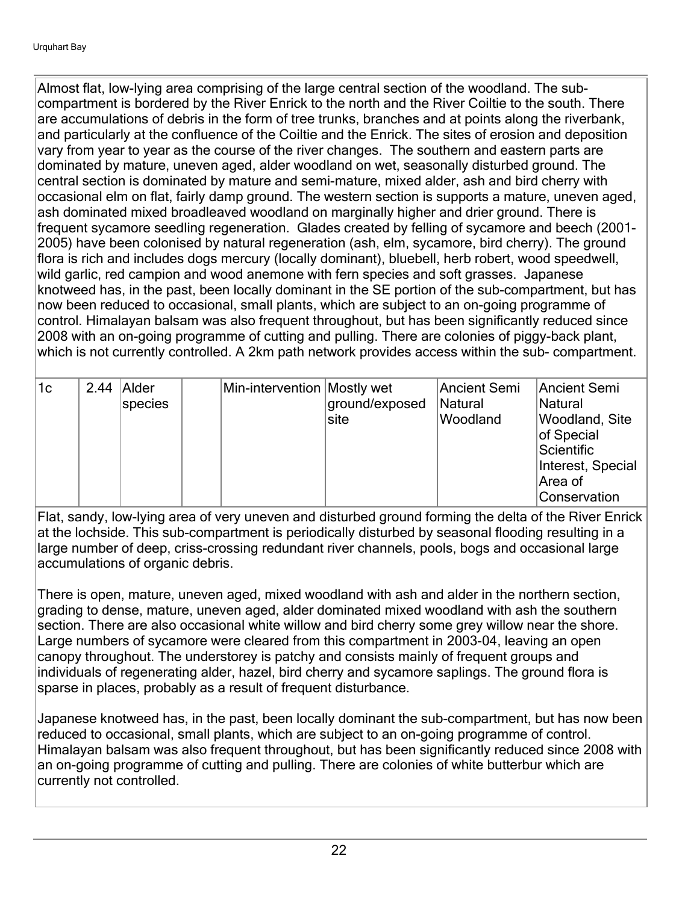Almost flat, low-lying area comprising of the large central section of the woodland. The sub-compartment is bordered by the River Enrick to the north and the River Coiltie to the south. There are accumulations of debris in the form of tree trunks, branches and at points along the riverbank, and particularly at the confluence of the Coiltie and the Enrick. The sites of erosion and deposition vary from year to year as the course of the river changes. The southern and eastern parts are dominated by mature, uneven aged, alder woodland on wet, seasonally disturbed ground. The central section is dominated by mature and semi-mature, mixed alder, ash and bird cherry with occasional elm on flat, fairly damp ground. The western section is supports a mature, uneven aged, ash dominated mixed broadleaved woodland on marginally higher and drier ground. There is frequent sycamore seedling regeneration. Glades created by felling of sycamore and beech (2001-2005) have been colonised by natural regeneration (ash, elm, sycamore, bird cherry). The ground flora is rich and includes dogs mercury (locally dominant), bluebell, herb robert, wood speedwell, wild garlic, red campion and wood anemone with fern species and soft grasses. Japanese knotweed has, in the past, been locally dominant in the SE portion of the sub-compartment, but has now been reduced to occasional, small plants, which are subject to an on-going programme of control. Himalayan balsam was also frequent throughout, but has been significantly reduced since 2008 with an on-going programme of cutting and pulling. There are colonies of piggy-back plant, which is not currently controlled. A 2km path network provides access within the sub- compartment.

| 1c | 2.44 | Alder species | | Min-intervention | Mostly wet ground/exposed site | Ancient Semi Natural Woodland | Ancient Semi Natural Woodland, Site of Special Scientific Interest, Special Area of Conservation |
|---|---|---|---|---|---|---|---|

Flat, sandy, low-lying area of very uneven and disturbed ground forming the delta of the River Enrick at the lochside. This sub-compartment is periodically disturbed by seasonal flooding resulting in a large number of deep, criss-crossing redundant river channels, pools, bogs and occasional large accumulations of organic debris.

There is open, mature, uneven aged, mixed woodland with ash and alder in the northern section, grading to dense, mature, uneven aged, alder dominated mixed woodland with ash the southern section. There are also occasional white willow and bird cherry some grey willow near the shore. Large numbers of sycamore were cleared from this compartment in 2003-04, leaving an open canopy throughout. The understorey is patchy and consists mainly of frequent groups and individuals of regenerating alder, hazel, bird cherry and sycamore saplings. The ground flora is sparse in places, probably as a result of frequent disturbance.

Japanese knotweed has, in the past, been locally dominant the sub-compartment, but has now been reduced to occasional, small plants, which are subject to an on-going programme of control. Himalayan balsam was also frequent throughout, but has been significantly reduced since 2008 with an on-going programme of cutting and pulling. There are colonies of white butterbur which are currently not controlled.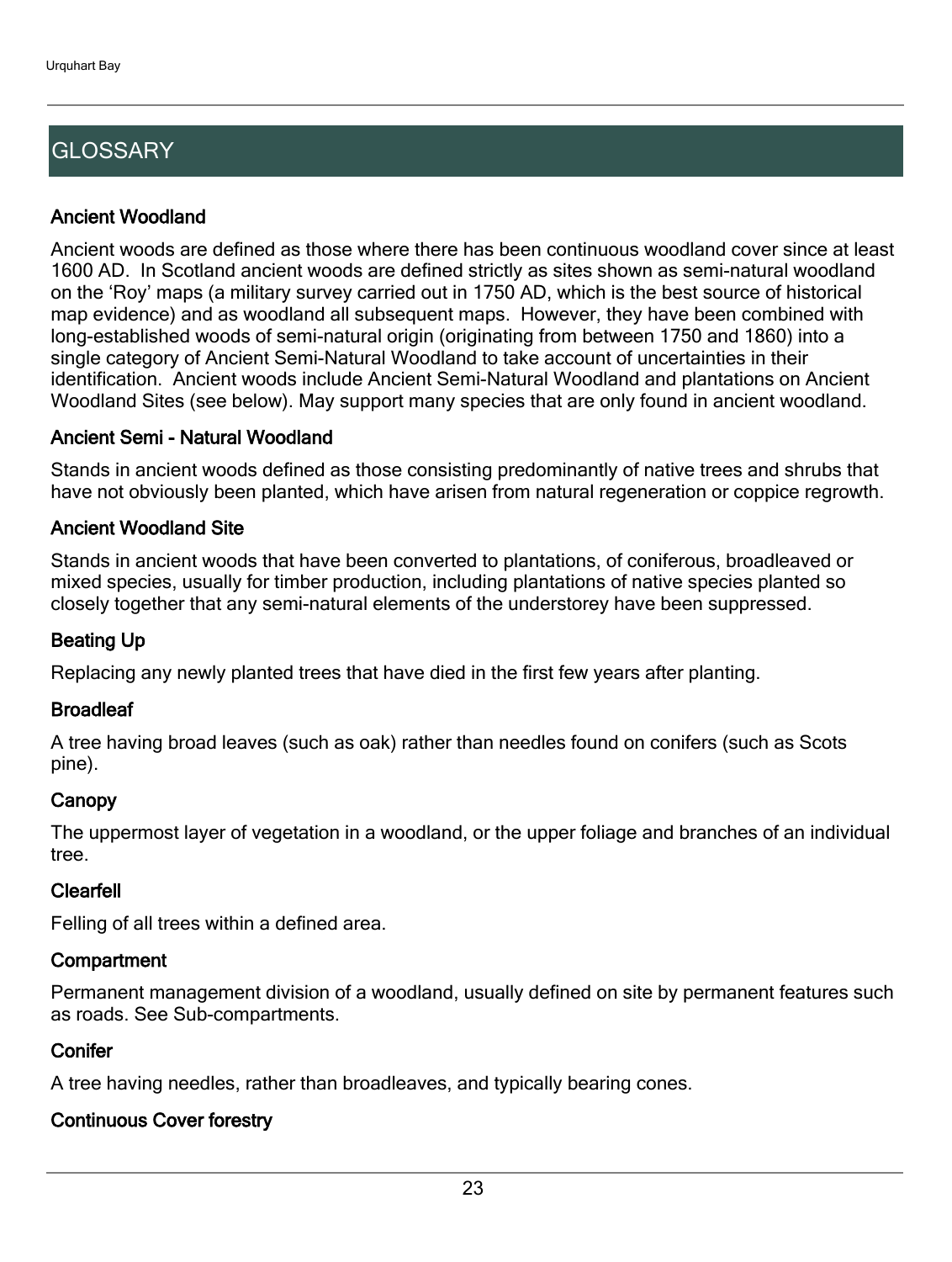## GLOSSARY

### Ancient Woodland

Ancient woods are defined as those where there has been continuous woodland cover since at least 1600 AD. In Scotland ancient woods are defined strictly as sites shown as semi-natural woodland on the 'Roy' maps (a military survey carried out in 1750 AD, which is the best source of historical map evidence) and as woodland all subsequent maps. However, they have been combined with long-established woods of semi-natural origin (originating from between 1750 and 1860) into a single category of Ancient Semi-Natural Woodland to take account of uncertainties in their identification. Ancient woods include Ancient Semi-Natural Woodland and plantations on Ancient Woodland Sites (see below). May support many species that are only found in ancient woodland.

### Ancient Semi - Natural Woodland

Stands in ancient woods defined as those consisting predominantly of native trees and shrubs that have not obviously been planted, which have arisen from natural regeneration or coppice regrowth.

### Ancient Woodland Site

Stands in ancient woods that have been converted to plantations, of coniferous, broadleaved or mixed species, usually for timber production, including plantations of native species planted so closely together that any semi-natural elements of the understorey have been suppressed.

### Beating Up

Replacing any newly planted trees that have died in the first few years after planting.

### Broadleaf

A tree having broad leaves (such as oak) rather than needles found on conifers (such as Scots pine).

### Canopy

The uppermost layer of vegetation in a woodland, or the upper foliage and branches of an individual tree.

### Clearfell

Felling of all trees within a defined area.

### Compartment

Permanent management division of a woodland, usually defined on site by permanent features such as roads. See Sub-compartments.

### Conifer

A tree having needles, rather than broadleaves, and typically bearing cones.

### Continuous Cover forestry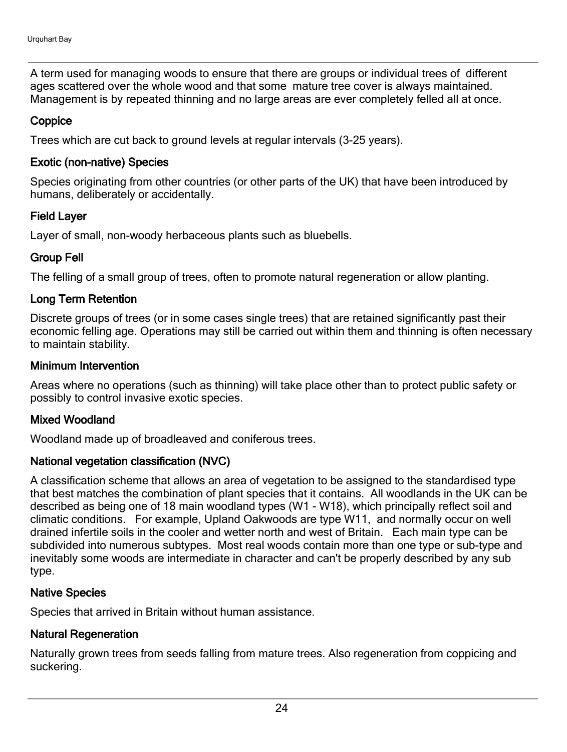A term used for managing woods to ensure that there are groups or individual trees of different ages scattered over the whole wood and that some mature tree cover is always maintained. Management is by repeated thinning and no large areas are ever completely felled all at once.

### Coppice

Trees which are cut back to ground levels at regular intervals (3-25 years).

### Exotic (non-native) Species

Species originating from other countries (or other parts of the UK) that have been introduced by humans, deliberately or accidentally.

### Field Layer

Layer of small, non-woody herbaceous plants such as bluebells.

### Group Fell

The felling of a small group of trees, often to promote natural regeneration or allow planting.

### Long Term Retention

Discrete groups of trees (or in some cases single trees) that are retained significantly past their economic felling age. Operations may still be carried out within them and thinning is often necessary to maintain stability.

### Minimum Intervention

Areas where no operations (such as thinning) will take place other than to protect public safety or possibly to control invasive exotic species.

### Mixed Woodland

Woodland made up of broadleaved and coniferous trees.

### National vegetation classification (NVC)

A classification scheme that allows an area of vegetation to be assigned to the standardised type that best matches the combination of plant species that it contains. All woodlands in the UK can be described as being one of 18 main woodland types (W1 - W18), which principally reflect soil and climatic conditions. For example, Upland Oakwoods are type W11, and normally occur on well drained infertile soils in the cooler and wetter north and west of Britain. Each main type can be subdivided into numerous subtypes. Most real woods contain more than one type or sub-type and inevitably some woods are intermediate in character and can't be properly described by any sub type.

### Native Species

Species that arrived in Britain without human assistance.

### Natural Regeneration

Naturally grown trees from seeds falling from mature trees. Also regeneration from coppicing and suckering.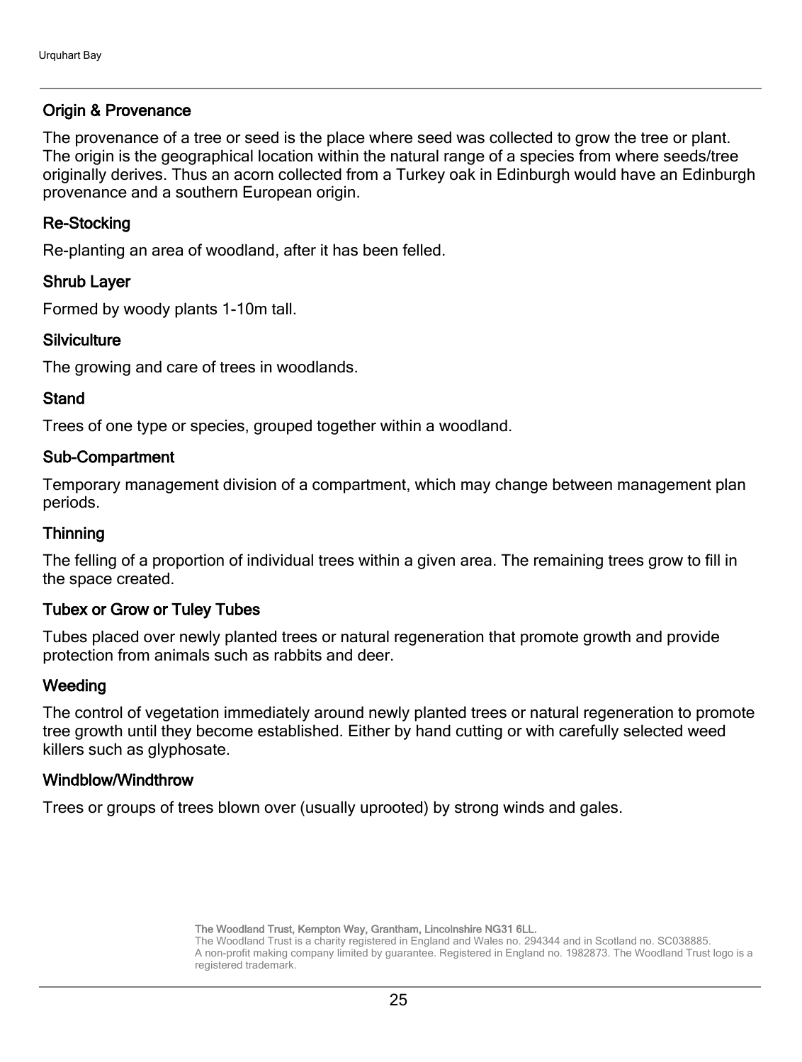### Origin & Provenance

The provenance of a tree or seed is the place where seed was collected to grow the tree or plant. The origin is the geographical location within the natural range of a species from where seeds/tree originally derives. Thus an acorn collected from a Turkey oak in Edinburgh would have an Edinburgh provenance and a southern European origin.

### Re-Stocking

Re-planting an area of woodland, after it has been felled.

### Shrub Layer

Formed by woody plants 1-10m tall.

### Silviculture

The growing and care of trees in woodlands.

### Stand

Trees of one type or species, grouped together within a woodland.

### Sub-Compartment

Temporary management division of a compartment, which may change between management plan periods.

### Thinning

The felling of a proportion of individual trees within a given area. The remaining trees grow to fill in the space created.

### Tubex or Grow or Tuley Tubes

Tubes placed over newly planted trees or natural regeneration that promote growth and provide protection from animals such as rabbits and deer.

### Weeding

The control of vegetation immediately around newly planted trees or natural regeneration to promote tree growth until they become established. Either by hand cutting or with carefully selected weed killers such as glyphosate.

### Windblow/Windthrow

Trees or groups of trees blown over (usually uprooted) by strong winds and gales.

**The Woodland Trust, Kempton Way, Grantham, Lincolnshire NG31 6LL.**
The Woodland Trust is a charity registered in England and Wales no. 294344 and in Scotland no. SC038885. A non-profit making company limited by guarantee. Registered in England no. 1982873. The Woodland Trust logo is a registered trademark.